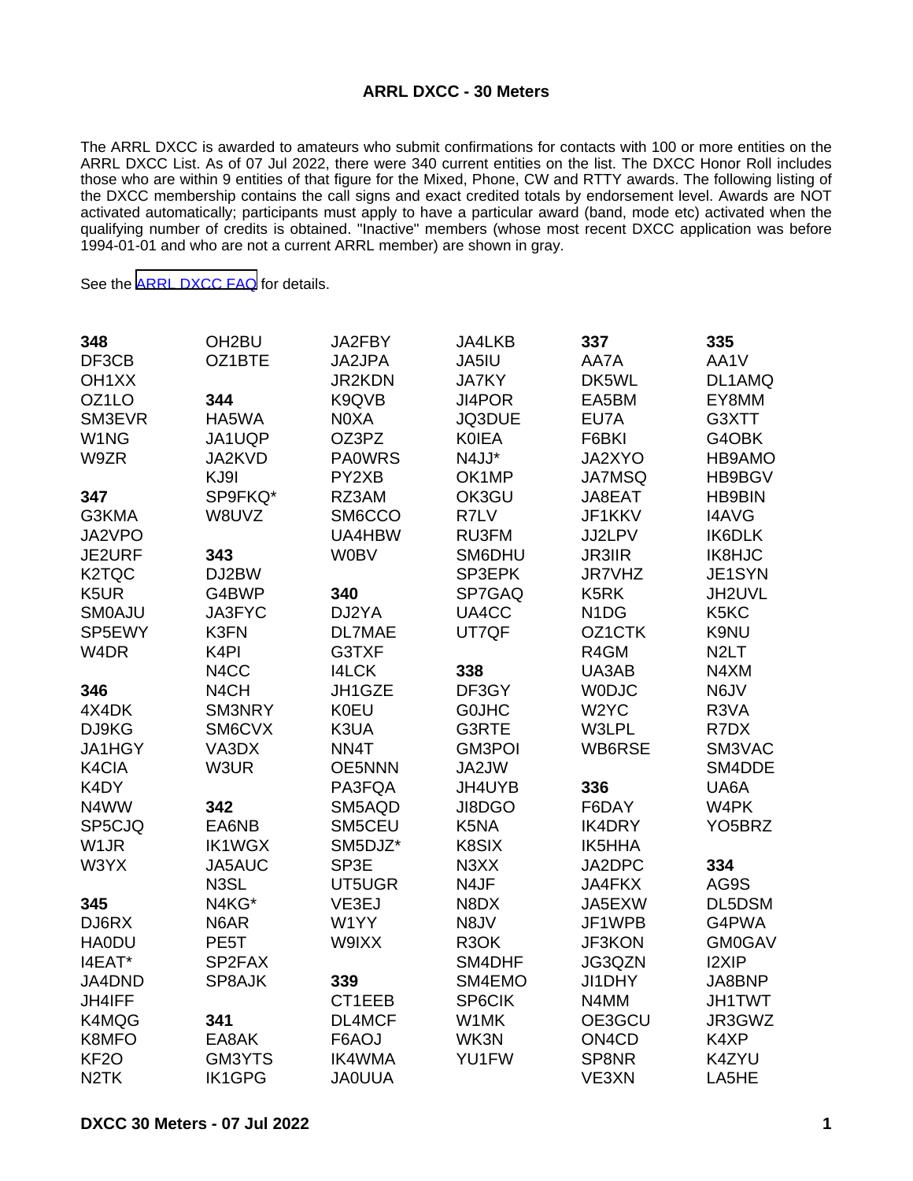## ARRL DXCC - 30 Meters

The ARRL DXCC is awarded to amateurs who submit confirmations for contacts with 100 or more entities on the ARRL DXCC List. As of 07 Jul 2022, there were 340 current entities on the list. The DXCC Honor Roll includes those who are within 9 entities of that figure for the Mixed, Phone, CW and RTTY awards. The following listing of the DXCC membership contains the call signs and exact credited totals by endorsement level. Awards are NOT activated automatically; participants must apply to have a particular award (band, mode etc) activated when the qualifying number of credits is obtained. "Inactive" members (whose most recent DXCC application was before 1994-01-01 and who are not a current ARRL member) are shown in gray.

See the ARRL DXCC FAQ for details.

**348**
DF3CB
OH1XX
OZ1LO
SM3EVR
W1NG
W9ZR

**347**
G3KMA
JA2VPO
JE2URF
K2TQC
K5UR
SM0AJU
SP5EWY
W4DR

**346**
4X4DK
DJ9KG
JA1HGY
K4CIA
K4DY
N4WW
SP5CJQ
W1JR
W3YX

**345**
DJ6RX
HA0DU
I4EAT*
JA4DND
JH4IFF
K4MQG
K8MFO
KF2O
N2TK
OH2BU
OZ1BTE

**344**
HA5WA
JA1UQP
JA2KVD
KJ9I
SP9FKQ*
W8UVZ

**343**
DJ2BW
G4BWP
JA3FYC
K3FN
K4PI
N4CC
N4CH
SM3NRY
SM6CVX
VA3DX
W3UR

**342**
EA6NB
IK1WGX
JA5AUC
N3SL
N4KG*
N6AR
PE5T
SP2FAX
SP8AJK

**341**
EA8AK
GM3YTS
IK1GPG
JA2FBY
JA2JPA
JR2KDN
K9QVB
N0XA
OZ3PZ
PA0WRS
PY2XB
RZ3AM
SM6CCO
UA4HBW
W0BV

**340**
DJ2YA
DL7MAE
G3TXF
I4LCK
JH1GZE
K0EU
K3UA
NN4T
OE5NNN
PA3FQA
SM5AQD
SM5CEU
SM5DJZ*
SP3E
UT5UGR
VE3EJ
W1YY
W9IXX

**339**
CT1EEB
DL4MCF
F6AOJ
IK4WMA
JA0UUA
JA4LKB
JA5IU
JA7KY
JI4POR
JQ3DUE
K0IEA
N4JJ*
OK1MP
OK3GU
R7LV
RU3FM
SM6DHU
SP3EPK
SP7GAQ
UA4CC
UT7QF

**338**
DF3GY
G0JHC
G3RTE
GM3POI
JA2JW
JH4UYB
JI8DGO
K5NA
K8SIX
N3XX
N4JF
N8DX
N8JV
R3OK
SM4DHF
SM4EMO
SP6CIK
W1MK
WK3N
YU1FW

**337**
AA7A
DK5WL
EA5BM
EU7A
F6BKI
JA2XYO
JA7MSQ
JA8EAT
JF1KKV
JJ2LPV
JR3IIR
JR7VHZ
K5RK
N1DG
OZ1CTK
R4GM
UA3AB
W0DJC
W2YC
W3LPL
WB6RSE

**336**
F6DAY
IK4DRY
IK5HHA
JA2DPC
JA4FKX
JA5EXW
JF1WPB
JF3KON
JG3QZN
JI1DHY
N4MM
OE3GCU
ON4CD
SP8NR
VE3XN

**335**
AA1V
DL1AMQ
EY8MM
G3XTT
G4OBK
HB9AMO
HB9BGV
HB9BIN
I4AVG
IK6DLK
IK8HJC
JE1SYN
JH2UVL
K5KC
K9NU
N2LT
N4XM
N6JV
R3VA
R7DX
SM3VAC
SM4DDE
UA6A
W4PK
YO5BRZ

**334**
AG9S
DL5DSM
G4PWA
GM0GAV
I2XIP
JA8BNP
JH1TWT
JR3GWZ
K4XP
K4ZYU
LA5HE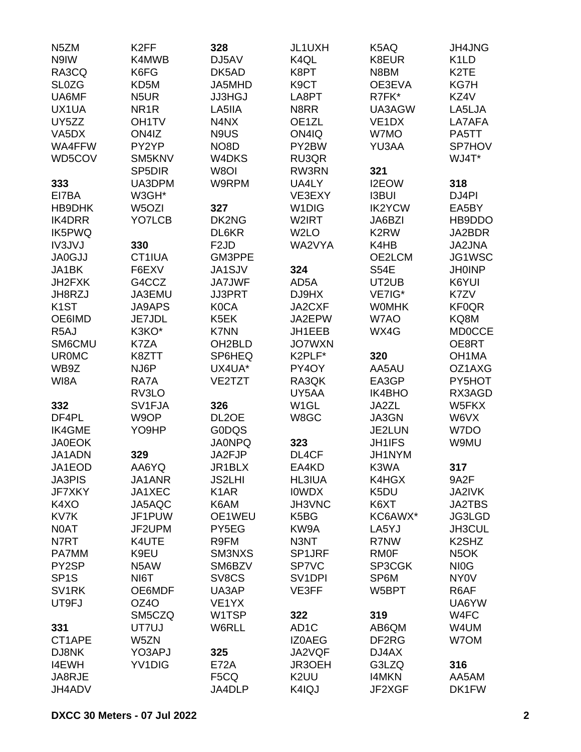N5ZM
N9IW
RA3CQ
SL0ZG
UA6MF
UX1UA
UY5ZZ
VA5DX
WA4FFW
WD5COV

**333**
EI7BA
HB9DHK
IK4DRR
IK5PWQ
IV3JVJ
JA0GJJ
JA1BK
JH2FXK
JH8RZJ
K1ST
OE6IMD
R5AJ
SM6CMU
UR0MC
WB9Z
WI8A

**332**
DF4PL
IK4GME
JA0EOK
JA1ADN
JA1EOD
JA3PIS
JF7XKY
K4XO
KV7K
N0AT
N7RT
PA7MM
PY2SP
SP1S
SV1RK
UT9FJ

**331**
CT1APE
DJ8NK
I4EWH
JA8RJE
JH4ADV

K2FF
K4MWB
K6FG
KD5M
N5UR
NR1R
OH1TV
ON4IZ
PY2YP
SM5KNV
SP5DIR
UA3DPM
W3GH*
W5OZI
YO7LCB

**330**
CT1IUA
F6EXV
G4CCZ
JA3EMU
JA9APS
JE7JDL
K3KO*
K7ZA
K8ZTT
NJ6P
RA7A
RV3LO
SV1FJA
W9OP
YO9HP

**329**
AA6YQ
JA1ANR
JA1XEC
JA5AQC
JF1PUW
JF2UPM
K4UTE
K9EU
N5AW
NI6T
OE6MDF
OZ4O
SM5CZQ
UT7UJ
W5ZN
YO3APJ
YV1DIG

**328**
DJ5AV
DK5AD
JA5MHD
JJ3HGJ
LA5IIA
N4NX
N9US
NO8D
W4DKS
W8OI
W9RPM

**327**
DK2NG
DL6KR
F2JD
GM3PPE
JA1SJV
JA7JWF
JJ3PRT
K0CA
K5EK
K7NN
OH2BLD
SP6HEQ
UX4UA*
VE2TZT

**326**
DL2OE
G0DQS
JA0NPQ
JA2FJP
JR1BLX
JS2LHI
K1AR
K6AM
OE1WEU
PY5EG
R9FM
SM3NXS
SM6BZV
SV8CS
UA3AP
VE1YX
W1TSP
W6RLL

**325**
E72A
F5CQ
JA4DLP

JL1UXH
K4QL
K8PT
K9CT
LA8PT
N8RR
OE1ZL
ON4IQ
PY2BW
RU3QR
RW3RN
UA4LY
VE3EXY
W1DIG
W2IRT
W2LO
WA2VYA

**324**
AD5A
DJ9HX
JA2CXF
JA2EPW
JH1EEB
JO7WXN
K2PLF*
PY4OY
RA3QK
UY5AA
W1GL
W8GC

**323**
DL4CF
EA4KD
HL3IUA
I0WDX
JH3VNC
K5BG
KW9A
N3NT
SP1JRF
SP7VC
SV1DPI
VE3FF

**322**
AD1C
IZ0AEG
JA2VQF
JR3OEH
K2UU
K4IQJ

K5AQ
K8EUR
N8BM
OE3EVA
R7FK*
UA3AGW
VE1DX
W7MO
YU3AA

**321**
I2EOW
I3BUI
IK2YCW
JA6BZI
K2RW
K4HB
OE2LCM
S54E
UT2UB
VE7IG*
W0MHK
W7AO
WX4G

**320**
AA5AU
EA3GP
IK4BHO
JA2ZL
JA3GN
JE2LUN
JH1IFS
JH1NYM
K3WA
K4HGX
K5DU
K6XT
KC6AWX*
LA5YJ
R7NW
RM0F
SP3CGK
SP6M
W5BPT

**319**
AB6QM
DF2RG
DJ4AX
G3LZQ
I4MKN
JF2XGF

JH4JNG
K1LD
K2TE
KG7H
KZ4V
LA5LJA
LA7AFA
PA5TT
SP7HOV
WJ4T*

**318**
DJ4PI
EA5BY
HB9DDO
JA2BDR
JA2JNA
JG1WSC
JH0INP
K6YUI
K7ZV
KF0QR
KQ8M
MD0CCE
OE8RT
OH1MA
OZ1AXG
PY5HOT
RX3AGD
W5FKX
W6VX
W7DO
W9MU

**317**
9A2F
JA2IVK
JA2TBS
JG3LGD
JH3CUL
K2SHZ
N5OK
NI0G
NY0V
R6AF
UA6YW
W4FC
W4UM
W7OM

**316**
AA5AM
DK1FW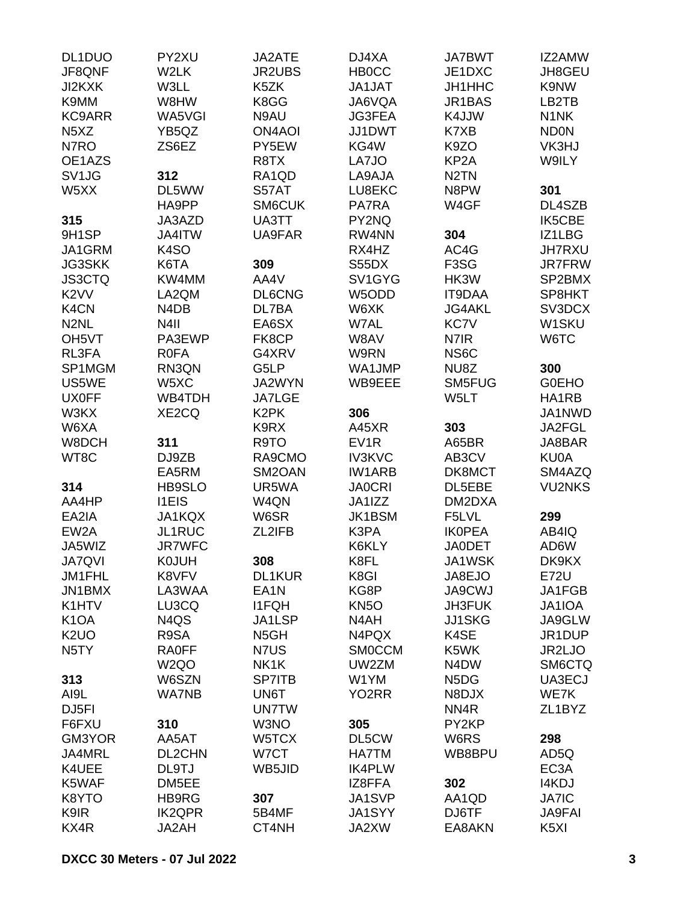DL1DUO
JF8QNF
JI2KXK
K9MM
KC9ARR
N5XZ
N7RO
OE1AZS
SV1JG
W5XX

**315**
9H1SP
JA1GRM
JG3SKK
JS3CTQ
K2VV
K4CN
N2NL
OH5VT
RL3FA
SP1MGM
US5WE
UX0FF
W3KX
W6XA
W8DCH
WT8C

**314**
AA4HP
EA2IA
EW2A
JA5WIZ
JA7QVI
JM1FHL
JN1BMX
K1HTV
K1OA
K2UO
N5TY

**313**
AI9L
DJ5FI
F6FXU
GM3YOR
JA4MRL
K4UEE
K5WAF
K8YTO
K9IR
KX4R

PY2XU
W2LK
W3LL
W8HW
WA5VGI
YB5QZ
ZS6EZ

**312**
DL5WW
HA9PP
JA3AZD
JA4ITW
K4SO
K6TA
KW4MM
LA2QM
N4DB
N4II
PA3EWP
R0FA
RN3QN
W5XC
WB4TDH
XE2CQ

**311**
DJ9ZB
EA5RM
HB9SLO
I1EIS
JA1KQX
JL1RUC
JR7WFC
K0JUH
K8VFV
LA3WAA
LU3CQ
N4QS
R9SA
RA0FF
W2QO
W6SZN
WA7NB

**310**
AA5AT
DL2CHN
DL9TJ
DM5EE
HB9RG
IK2QPR
JA2AH

JA2ATE
JR2UBS
K5ZK
K8GG
N9AU
ON4AOI
PY5EW
R8TX
RA1QD
S57AT
SM6CUK
UA3TT
UA9FAR

**309**
AA4V
DL6CNG
DL7BA
EA6SX
FK8CP
G4XRV
G5LP
JA2WYN
JA7LGE
K2PK
K9RX
R9TO
RA9CMO
SM2OAN
UR5WA
W4QN
W6SR
ZL2IFB

**308**
DL1KUR
EA1N
I1FQH
JA1LSP
N5GH
N7US
NK1K
SP7ITB
UN6T
UN7TW
W3NO
W5TCX
W7CT
WB5JID

**307**
5B4MF
CT4NH

DJ4XA
HB0CC
JA1JAT
JA6VQA
JG3FEA
JJ1DWT
KG4W
LA7JO
LA9AJA
LU8EKC
PA7RA
PY2NQ
RW4NN
RX4HZ
S55DX
SV1GYG
W5ODD
W6XK
W7AL
W8AV
W9RN
WA1JMP
WB9EEE

**306**
A45XR
EV1R
IV3KVC
IW1ARB
JA0CRI
JA1IZZ
JK1BSM
K3PA
K6KLY
K8FL
K8GI
KG8P
KN5O
N4AH
N4PQX
SM0CCM
UW2ZM
W1YM
YO2RR

**305**
DL5CW
HA7TM
IK4PLW
IZ8FFA
JA1SVP
JA1SYY
JA2XW

JA7BWT
JE1DXC
JH1HHC
JR1BAS
K4JJW
K7XB
K9ZO
KP2A
N2TN
N8PW
W4GF

**304**
AC4G
F3SG
HK3W
IT9DAA
JG4AKL
KC7V
N7IR
NS6C
NU8Z
SM5FUG
W5LT

**303**
A65BR
AB3CV
DK8MCT
DL5EBE
DM2DXA
F5LVL
IK0PEA
JA0DET
JA1WSK
JA8EJO
JA9CWJ
JH3FUK
JJ1SKG
K4SE
K5WK
N4DW
N5DG
N8DJX
NN4R
PY2KP
W6RS
WB8BPU

**302**
AA1QD
DJ6TF
EA8AKN

IZ2AMW
JH8GEU
K9NW
LB2TB
N1NK
ND0N
VK3HJ
W9ILY

**301**
DL4SZB
IK5CBE
IZ1LBG
JH7RXU
JR7FRW
SP2BMX
SP8HKT
SV3DCX
W1SKU
W6TC

**300**
G0EHO
HA1RB
JA1NWD
JA2FGL
JA8BAR
KU0A
SM4AZQ
VU2NKS

**299**
AB4IQ
AD6W
DK9KX
E72U
JA1FGB
JA1IOA
JA9GLW
JR1DUP
JR2LJO
SM6CTQ
UA3ECJ
WE7K
ZL1BYZ

**298**
AD5Q
EC3A
I4KDJ
JA7IC
JA9FAI
K5XI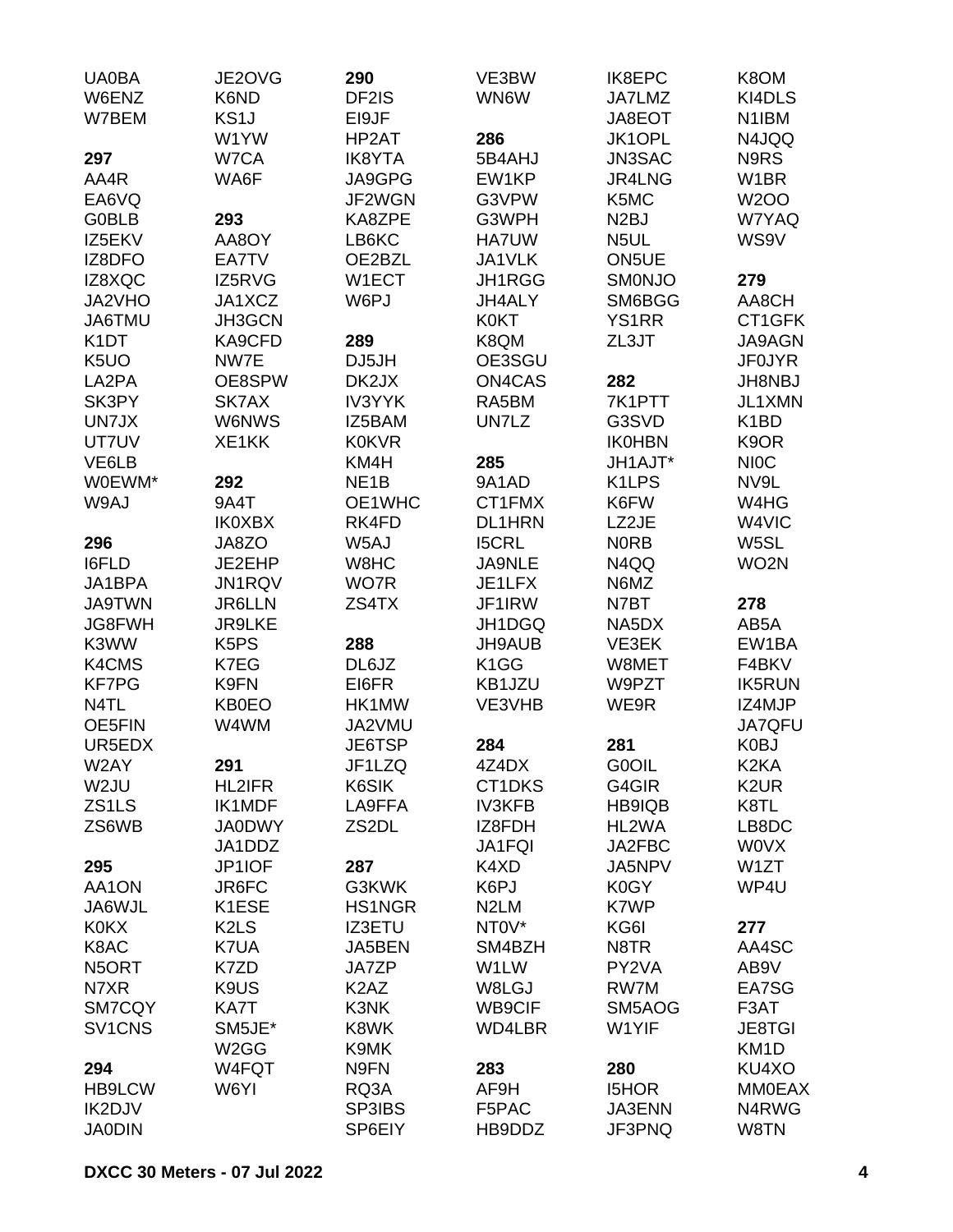UA0BA
W6ENZ
W7BEM

**297**
AA4R
EA6VQ
G0BLB
IZ5EKV
IZ8DFO
IZ8XQC
JA2VHO
JA6TMU
K1DT
K5UO
LA2PA
SK3PY
UN7JX
UT7UV
VE6LB
W0EWM*
W9AJ

**296**
I6FLD
JA1BPA
JA9TWN
JG8FWH
K3WW
K4CMS
KF7PG
N4TL
OE5FIN
UR5EDX
W2AY
W2JU
ZS1LS
ZS6WB

**295**
AA1ON
JA6WJL
K0KX
K8AC
N5ORT
N7XR
SM7CQY
SV1CNS

**294**
HB9LCW
IK2DJV
JA0DIN
JE2OVG
K6ND
KS1J
W1YW
W7CA
WA6F

**293**
AA8OY
EA7TV
IZ5RVG
JA1XCZ
JH3GCN
KA9CFD
NW7E
OE8SPW
SK7AX
W6NWS
XE1KK

**292**
9A4T
IK0XBX
JA8ZO
JE2EHP
JN1RQV
JR6LLN
JR9LKE
K5PS
K7EG
K9FN
KB0EO
W4WM

**291**
HL2IFR
IK1MDF
JA0DWY
JA1DDZ
JP1IOF
JR6FC
K1ESE
K2LS
K7UA
K7ZD
K9US
KA7T
SM5JE*
W2GG
W4FQT
W6YI

**290**
DF2IS
EI9JF
HP2AT
IK8YTA
JA9GPG
JF2WGN
KA8ZPE
LB6KC
OE2BZL
W1ECT
W6PJ

**289**
DJ5JH
DK2JX
IV3YYK
IZ5BAM
K0KVR
KM4H
NE1B
OE1WHC
RK4FD
W5AJ
W8HC
WO7R
ZS4TX

**288**
DL6JZ
EI6FR
HK1MW
JA2VMU
JE6TSP
JF1LZQ
K6SIK
LA9FFA
ZS2DL

**287**
G3KWK
HS1NGR
IZ3ETU
JA5BEN
JA7ZP
K2AZ
K3NK
K8WK
K9MK
N9FN
RQ3A
SP3IBS
SP6EIY
VE3BW
WN6W

**286**
5B4AHJ
EW1KP
G3VPW
G3WPH
HA7UW
JA1VLK
JH1RGG
JH4ALY
K0KT
K8QM
OE3SGU
ON4CAS
RA5BM
UN7LZ

**285**
9A1AD
CT1FMX
DL1HRN
I5CRL
JA9NLE
JE1LFX
JF1IRW
JH1DGQ
JH9AUB
K1GG
KB1JZU
VE3VHB

**284**
4Z4DX
CT1DKS
IV3KFB
IZ8FDH
JA1FQI
K4XD
K6PJ
N2LM
NT0V*
SM4BZH
W1LW
W8LGJ
WB9CIF
WD4LBR

**283**
AF9H
F5PAC
HB9DDZ
IK8EPC
JA7LMZ
JA8EOT
JK1OPL
JN3SAC
JR4LNG
K5MC
N2BJ
N5UL
ON5UE
SM0NJO
SM6BGG
YS1RR
ZL3JT

**282**
7K1PTT
G3SVD
IK0HBN
JH1AJT*
K1LPS
K6FW
LZ2JE
N0RB
N4QQ
N6MZ
N7BT
NA5DX
VE3EK
W8MET
W9PZT
WE9R

**281**
G0OIL
G4GIR
HB9IQB
HL2WA
JA2FBC
JA5NPV
K0GY
K7WP
KG6I
N8TR
PY2VA
RW7M
SM5AOG
W1YIF

**280**
I5HOR
JA3ENN
JF3PNQ
K8OM
KI4DLS
N1IBM
N4JQQ
N9RS
W1BR
W2OO
W7YAQ
WS9V

**279**
AA8CH
CT1GFK
JA9AGN
JF0JYR
JH8NBJ
JL1XMN
K1BD
K9OR
NI0C
NV9L
W4HG
W4VIC
W5SL
WO2N

**278**
AB5A
EW1BA
F4BKV
IK5RUN
IZ4MJP
JA7QFU
K0BJ
K2KA
K2UR
K8TL
LB8DC
W0VX
W1ZT
WP4U

**277**
AA4SC
AB9V
EA7SG
F3AT
JE8TGI
KM1D
KU4XO
MM0EAX
N4RWG
W8TN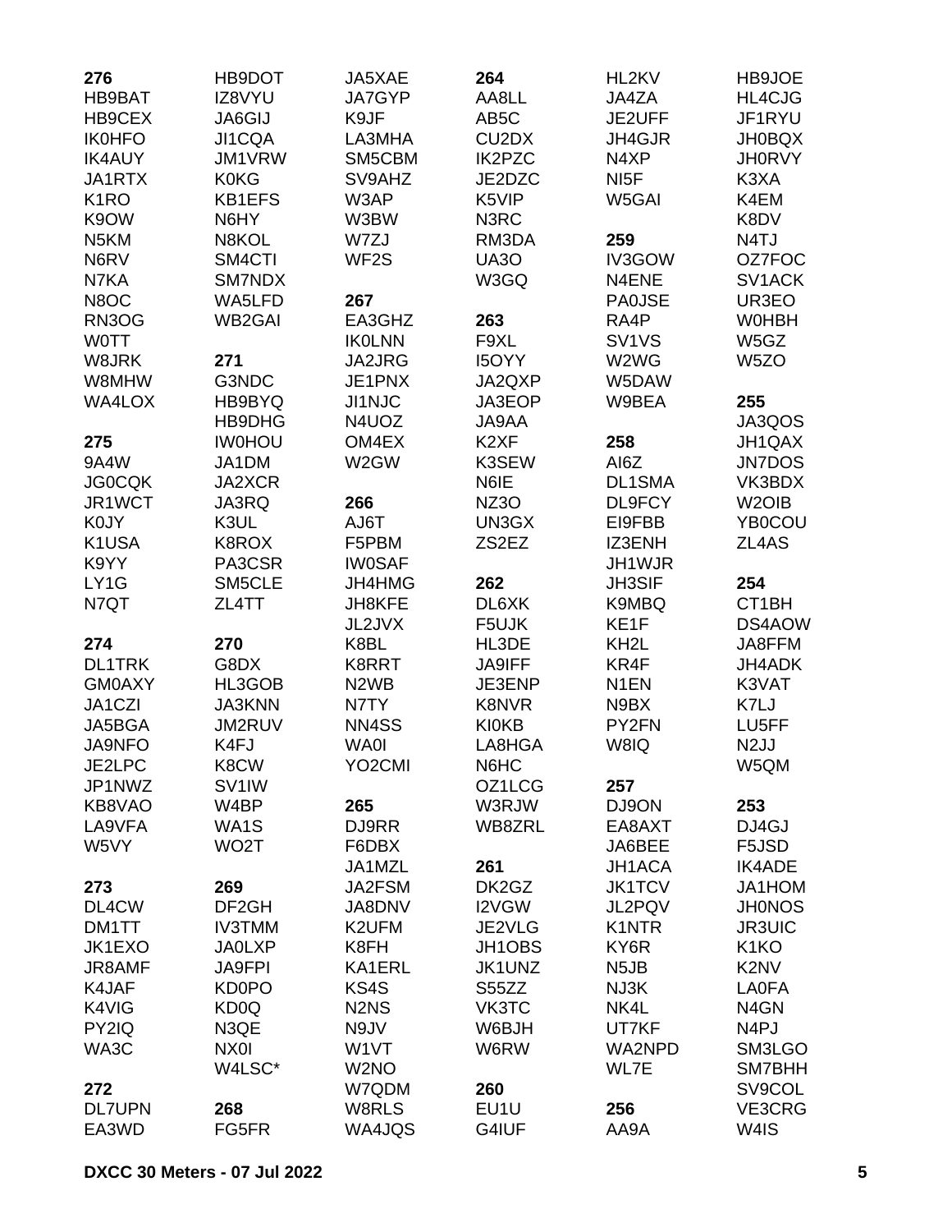**276**
HB9BAT
HB9CEX
IK0HFO
IK4AUY
JA1RTX
K1RO
K9OW
N5KM
N6RV
N7KA
N8OC
RN3OG
W0TT
W8JRK
W8MHW
WA4LOX

**275**
9A4W
JG0CQK
JR1WCT
K0JY
K1USA
K9YY
LY1G
N7QT

**274**
DL1TRK
GM0AXY
JA1CZI
JA5BGA
JA9NFO
JE2LPC
JP1NWZ
KB8VAO
LA9VFA
W5VY

**273**
DL4CW
DM1TT
JK1EXO
JR8AMF
K4JAF
K4VIG
PY2IQ
WA3C

**272**
DL7UPN
EA3WD
HB9DOT
IZ8VYU
JA6GIJ
JI1CQA
JM1VRW
K0KG
KB1EFS
N6HY
N8KOL
SM4CTI
SM7NDX
WA5LFD
WB2GAI

**271**
G3NDC
HB9BYQ
HB9DHG
IW0HOU
JA1DM
JA2XCR
JA3RQ
K3UL
K8ROX
PA3CSR
SM5CLE
ZL4TT

**270**
G8DX
HL3GOB
JA3KNN
JM2RUV
K4FJ
K8CW
SV1IW
W4BP
WA1S
WO2T

**269**
DF2GH
IV3TMM
JA0LXP
JA9FPI
KD0PO
KD0Q
N3QE
NX0I
W4LSC*

**268**
FG5FR
JA5XAE
JA7GYP
K9JF
LA3MHA
SM5CBM
SV9AHZ
W3AP
W3BW
W7ZJ
WF2S

**267**
EA3GHZ
IK0LNN
JA2JRG
JE1PNX
JI1NJC
N4UOZ
OM4EX
W2GW

**266**
AJ6T
F5PBM
IW0SAF
JH4HMG
JH8KFE
JL2JVX
K8BL
K8RRT
N2WB
N7TY
NN4SS
WA0I
YO2CMI

**265**
DJ9RR
F6DBX
JA1MZL
JA2FSM
JA8DNV
K2UFM
K8FH
KA1ERL
KS4S
N2NS
N9JV
W1VT
W2NO
W7QDM
W8RLS
WA4JQS

**264**
AA8LL
AB5C
CU2DX
IK2PZC
JE2DZC
K5VIP
N3RC
RM3DA
UA3O
W3GQ

**263**
F9XL
I5OYY
JA2QXP
JA3EOP
JA9AA
K2XF
K3SEW
N6IE
NZ3O
UN3GX
ZS2EZ

**262**
DL6XK
F5UJK
HL3DE
JA9IFF
JE3ENP
K8NVR
KI0KB
LA8HGA
N6HC
OZ1LCG
W3RJW
WB8ZRL

**261**
DK2GZ
I2VGW
JE2VLG
JH1OBS
JK1UNZ
S55ZZ
VK3TC
W6BJH
W6RW

**260**
EU1U
G4IUF
HL2KV
JA4ZA
JE2UFF
JH4GJR
N4XP
NI5F
W5GAI

**259**
IV3GOW
N4ENE
PA0JSE
RA4P
SV1VS
W2WG
W5DAW
W9BEA

**258**
AI6Z
DL1SMA
DL9FCY
EI9FBB
IZ3ENH
JH1WJR
JH3SIF
K9MBQ
KE1F
KH2L
KR4F
N1EN
N9BX
PY2FN
W8IQ

**257**
DJ9ON
EA8AXT
JA6BEE
JH1ACA
JK1TCV
JL2PQV
K1NTR
KY6R
N5JB
NJ3K
NK4L
UT7KF
WA2NPD
WL7E

**256**
AA9A
HB9JOE
HL4CJG
JF1RYU
JH0BQX
JH0RVY
K3XA
K4EM
K8DV
N4TJ
OZ7FOC
SV1ACK
UR3EO
W0HBH
W5GZ
W5ZO

**255**
JA3QOS
JH1QAX
JN7DOS
VK3BDX
W2OIB
YB0COU
ZL4AS

**254**
CT1BH
DS4AOW
JA8FFM
JH4ADK
K3VAT
K7LJ
LU5FF
N2JJ
W5QM

**253**
DJ4GJ
F5JSD
IK4ADE
JA1HOM
JH0NOS
JR3UIC
K1KO
K2NV
LA0FA
N4GN
N4PJ
SM3LGO
SM7BHH
SV9COL
VE3CRG
W4IS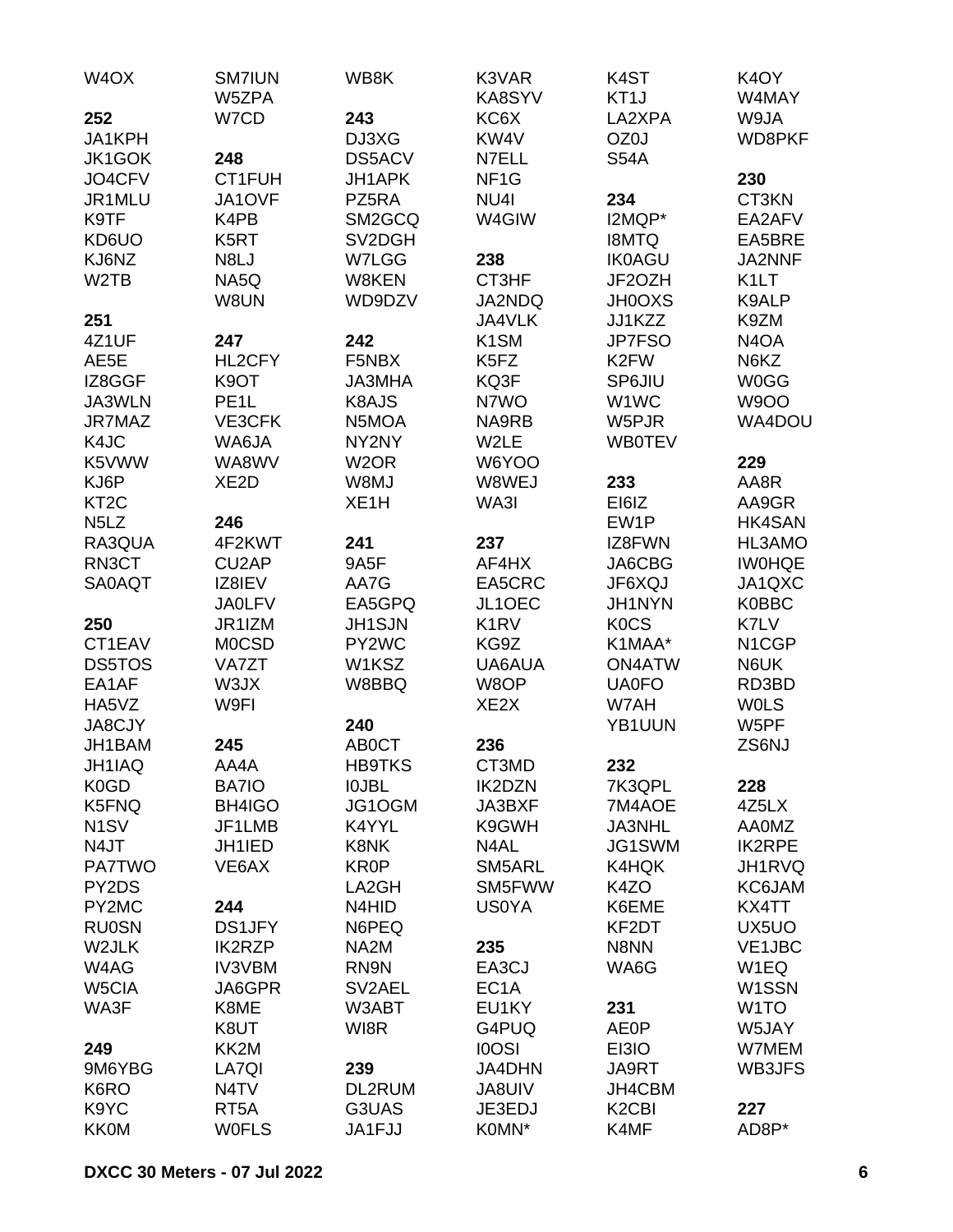W4OX

**252**
JA1KPH
JK1GOK
JO4CFV
JR1MLU
K9TF
KD6UO
KJ6NZ
W2TB

**251**
4Z1UF
AE5E
IZ8GGF
JA3WLN
JR7MAZ
K4JC
K5VWW
KJ6P
KT2C
N5LZ
RA3QUA
RN3CT
SA0AQT

**250**
CT1EAV
DS5TOS
EA1AF
HA5VZ
JA8CJY
JH1BAM
JH1IAQ
K0GD
K5FNQ
N1SV
N4JT
PA7TWO
PY2DS
PY2MC
RU0SN
W2JLK
W4AG
W5CIA
WA3F

**249**
9M6YBG
K6RO
K9YC
KK0M

SM7IUN
W5ZPA
W7CD

**248**
CT1FUH
JA1OVF
K4PB
K5RT
N8LJ
NA5Q
W8UN

**247**
HL2CFY
K9OT
PE1L
VE3CFK
WA6JA
WA8WV
XE2D

**246**
4F2KWT
CU2AP
IZ8IEV
JA0LFV
JR1IZM
M0CSD
VA7ZT
W3JX
W9FI

**245**
AA4A
BA7IO
BH4IGO
JF1LMB
JH1IED
VE6AX

**244**
DS1JFY
IK2RZP
IV3VBM
JA6GPR
K8ME
K8UT
KK2M
LA7QI
N4TV
RT5A
W0FLS

WB8K

**243**
DJ3XG
DS5ACV
JH1APK
PZ5RA
SM2GCQ
SV2DGH
W7LGG
W8KEN
WD9DZV

**242**
F5NBX
JA3MHA
K8AJS
N5MOA
NY2NY
W2OR
W8MJ
XE1H

**241**
9A5F
AA7G
EA5GPQ
JH1SJN
PY2WC
W1KSZ
W8BBQ

**240**
AB0CT
HB9TKS
I0JBL
JG1OGM
K4YYL
K8NK
KR0P
LA2GH
N4HID
N6PEQ
NA2M
RN9N
SV2AEL
W3ABT
WI8R

**239**
DL2RUM
G3UAS
JA1FJJ

K3VAR
KA8SYV
KC6X
KW4V
N7ELL
NF1G
NU4I
W4GIW

**238**
CT3HF
JA2NDQ
JA4VLK
K1SM
K5FZ
KQ3F
N7WO
NA9RB
W2LE
W6YOO
W8WEJ
WA3I

**237**
AF4HX
EA5CRC
JL1OEC
K1RV
KG9Z
UA6AUA
W8OP
XE2X

**236**
CT3MD
IK2DZN
JA3BXF
K9GWH
N4AL
SM5ARL
SM5FWW
US0YA

**235**
EA3CJ
EC1A
EU1KY
G4PUQ
I0OSI
JA4DHN
JA8UIV
JE3EDJ
K0MN*

K4ST
KT1J
LA2XPA
OZ0J
S54A

**234**
I2MQP*
I8MTQ
IK0AGU
JF2OZH
JH0OXS
JJ1KZZ
JP7FSO
K2FW
SP6JIU
W1WC
W5PJR
WB0TEV

**233**
EI6IZ
EW1P
IZ8FWN
JA6CBG
JF6XQJ
JH1NYN
K0CS
K1MAA*
ON4ATW
UA0FO
W7AH
YB1UUN

**232**
7K3QPL
7M4AOE
JA3NHL
JG1SWM
K4HQK
K4ZO
K6EME
KF2DT
N8NN
WA6G

**231**
AE0P
EI3IO
JA9RT
JH4CBM
K2CBI
K4MF

K4OY
W4MAY
W9JA
WD8PKF

**230**
CT3KN
EA2AFV
EA5BRE
JA2NNF
K1LT
K9ALP
K9ZM
N4OA
N6KZ
W0GG
W9OO
WA4DOU

**229**
AA8R
AA9GR
HK4SAN
HL3AMO
IW0HQE
JA1QXC
K0BBC
K7LV
N1CGP
N6UK
RD3BD
W0LS
W5PF
ZS6NJ

**228**
4Z5LX
AA0MZ
IK2RPE
JH1RVQ
KC6JAM
KX4TT
UX5UO
VE1JBC
W1EQ
W1SSN
W1TO
W5JAY
W7MEM
WB3JFS

**227**
AD8P*

**DXCC 30 Meters - 07 Jul 2022**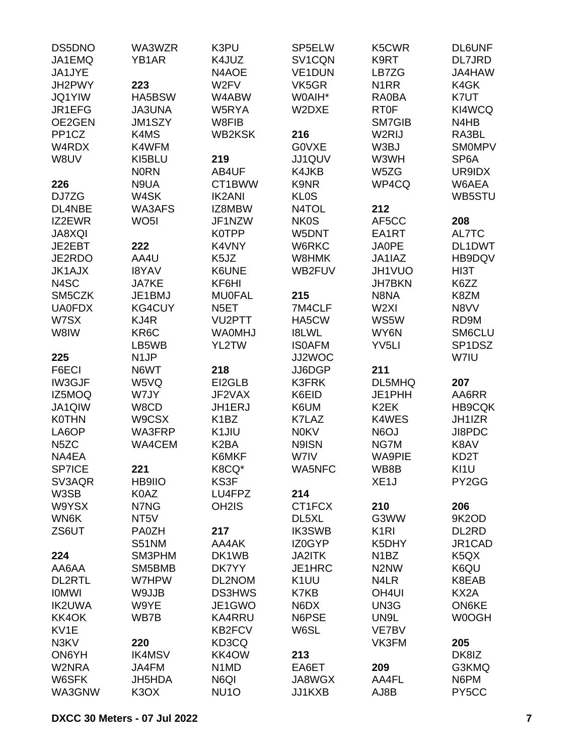DS5DNO
JA1EMQ
JA1JYE
JH2PWY
JQ1YIW
JR1EFG
OE2GEN
PP1CZ
W4RDX
W8UV

**226**
DJ7ZG
DL4NBE
IZ2EWR
JA8XQI
JE2EBT
JE2RDO
JK1AJX
N4SC
SM5CZK
UA0FDX
W7SX
W8IW

**225**
F6ECI
IW3GJF
IZ5MOQ
JA1QIW
K0THN
LA6OP
N5ZC
NA4EA
SP7ICE
SV3AQR
W3SB
W9YSX
WN6K
ZS6UT

**224**
AA6AA
DL2RTL
I0MWI
IK2UWA
KK4OK
KV1E
N3KV
ON6YH
W2NRA
W6SFK
WA3GNW

WA3WZR
YB1AR

**223**
HA5BSW
JA3UNA
JM1SZY
K4MS
K4WFM
KI5BLU
N0RN
N9UA
W4SK
WA3AFS
WO5I

**222**
AA4U
I8YAV
JA7KE
JE1BMJ
KG4CUY
KJ4R
KR6C
LB5WB
N1JP
N6WT
W5VQ
W7JY
W8CD
W9CSX
WA3FRP
WA4CEM

**221**
HB9IIO
K0AZ
N7NG
NT5V
PA0ZH
S51NM
SM3PHM
SM5BMB
W7HPW
W9JJB
W9YE
WB7B

**220**
IK4MSV
JA4FM
JH5HDA
K3OX

K3PU
K4JUZ
N4AOE
W2FV
W4ABW
W5RYA
W8FIB
WB2KSK

**219**
AB4UF
CT1BWW
IK2ANI
IZ8MBW
JF1NZW
K0TPP
K4VNY
K5JZ
K6UNE
KF6HI
MU0FAL
N5ET
VU2PTT
WA0MHJ
YL2TW

**218**
EI2GLB
JF2VAX
JH1ERJ
K1BZ
K1JIU
K2BA
K6MKF
K8CQ*
KS3F
OH2IS

**217**
AA4AK
DK1WB
DK7YY
DL2NOM
DS3HWS
JE1GWO
KA4RRU
KB2FCV
KD3CQ
KK4OW
N1MD
N6QI
NU1O

SP5ELW
SV1CQN
VE1DUN
VK5GR
W0AIH*
W2DXE

**216**
G0VXE
JJ1QUV
K4JKB
K9NR
KL0S
N4TOL
NK0S
W5DNT
W6RKC
W8HMK
WB2FUV

**215**
7M4CLF
HA5CW
I8LWL
IS0AFM
JJ2WOC
JJ6DGP
K3FRK
K6EID
K6UM
K7LAZ
N0KV
N9ISN
W7IV
WA5NFC

**214**
CT1FCX
DL5XL
IK3SWB
IZ0GYP
JA2ITK
JE1HRC
K1UU
K7KB
N6DX
N6PSE
W6SL

**213**
EA6ET
JA8WGX
JJ1KXB

K5CWR
K9RT
LB7ZG
N1RR
RA0BA
RT0F
SM7GIB
W2RIJ
W3BJ
W3WH
W5ZG
WP4CQ

**212**
AF5CC
EA1RT
JA0PE
JA1IAZ
JH1VUO
JH7BKN
N8NA
W2XI
WS5W
WY6N
YV5LI

**211**
DL5MHQ
JE1PHH
K2EK
K4WES
N6OJ
NG7M
WA9PIE
WB8B
XE1J

**210**
G3WW
K1RI
K5DHY
N1BZ
N2NW
N4LR
OH4UI
UN3G
UN9L
VE7BV
VK3FM

**209**
AA4FL
AJ8B

DL6UNF
DL7JRD
JA4HAW
K4GK
K7UT
KI4WCQ
N4HB
RA3BL
SM0MPV
SP6A
UR9IDX
W6AEA
WB5STU

**208**
AL7TC
DL1DWT
HB9DQV
HI3T
K6ZZ
K8ZM
N8VV
RD9M
SM6CLU
SP1DSZ
W7IU

**207**
AA6RR
HB9CQK
JH1IZR
JI8PDC
K8AV
KD2T
KI1U
PY2GG

**206**
9K2OD
DL2RD
JR1CAD
K5QX
K6QU
K8EAB
KX2A
ON6KE
W0OGH

**205**
DK8IZ
G3KMQ
N6PM
PY5CC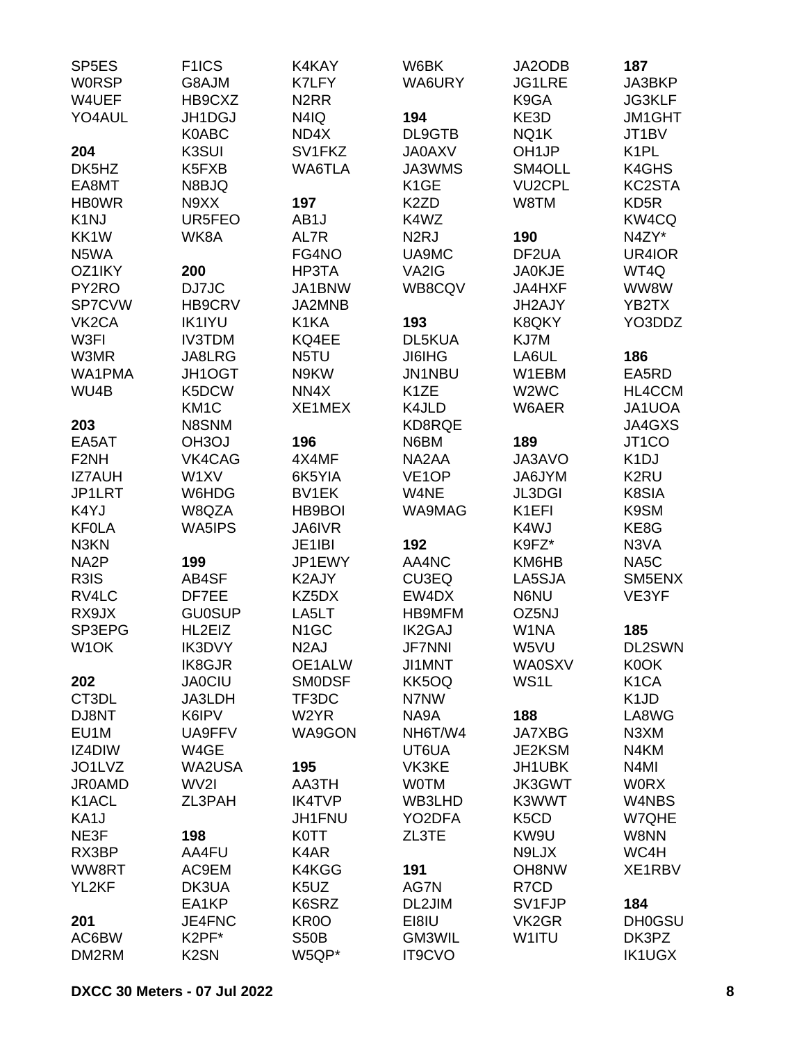SP5ES
W0RSP
W4UEF
YO4AUL

**204**
DK5HZ
EA8MT
HB0WR
K1NJ
KK1W
N5WA
OZ1IKY
PY2RO
SP7CVW
VK2CA
W3FI
W3MR
WA1PMA
WU4B

**203**
EA5AT
F2NH
IZ7AUH
JP1LRT
K4YJ
KF0LA
N3KN
NA2P
R3IS
RV4LC
RX9JX
SP3EPG
W1OK

**202**
CT3DL
DJ8NT
EU1M
IZ4DIW
JO1LVZ
JR0AMD
K1ACL
KA1J
NE3F
RX3BP
WW8RT
YL2KF

**201**
AC6BW
DM2RM

F1ICS
G8AJM
HB9CXZ
JH1DGJ
K0ABC
K3SUI
K5FXB
N8BJQ
N9XX
UR5FEO
WK8A

**200**
DJ7JC
HB9CRV
IK1IYU
IV3TDM
JA8LRG
JH1OGT
K5DCW
KM1C
N8SNM
OH3OJ
VK4CAG
W1XV
W6HDG
W8QZA
WA5IPS

**199**
AB4SF
DF7EE
GU0SUP
HL2EIZ
IK3DVY
IK8GJR
JA0CIU
JA3LDH
K6IPV
UA9FFV
W4GE
WA2USA
WV2I
ZL3PAH

**198**
AA4FU
AC9EM
DK3UA
EA1KP
JE4FNC
K2PF*
K2SN

K4KAY
K7LFY
N2RR
N4IQ
ND4X
SV1FKZ
WA6TLA

**197**
AB1J
AL7R
FG4NO
HP3TA
JA1BNW
JA2MNB
K1KA
KQ4EE
N5TU
N9KW
NN4X
XE1MEX

**196**
4X4MF
6K5YIA
BV1EK
HB9BOI
JA6IVR
JE1IBI
JP1EWY
K2AJY
KZ5DX
LA5LT
N1GC
N2AJ
OE1ALW
SM0DSF
TF3DC
W2YR
WA9GON

**195**
AA3TH
IK4TVP
JH1FNU
K0TT
K4AR
K4KGG
K5UZ
K6SRZ
KR0O
S50B
W5QP*

W6BK
WA6URY

**194**
DL9GTB
JA0AXV
JA3WMS
K1GE
K2ZD
K4WZ
N2RJ
UA9MC
VA2IG
WB8CQV

**193**
DL5KUA
JI6IHG
JN1NBU
K1ZE
K4JLD
KD8RQE
N6BM
NA2AA
VE1OP
W4NE
WA9MAG

**192**
AA4NC
CU3EQ
EW4DX
HB9MFM
IK2GAJ
JF7NNI
JI1MNT
KK5OQ
N7NW
NA9A
NH6T/W4
UT6UA
VK3KE
W0TM
WB3LHD
YO2DFA
ZL3TE

**191**
AG7N
DL2JIM
EI8IU
GM3WIL
IT9CVO

JA2ODB
JG1LRE
K9GA
KE3D
NQ1K
OH1JP
SM4OLL
VU2CPL
W8TM

**190**
DF2UA
JA0KJE
JA4HXF
JH2AJY
K8QKY
KJ7M
LA6UL
W1EBM
W2WC
W6AER

**189**
JA3AVO
JA6JYM
JL3DGI
K1EFI
K4WJ
K9FZ*
KM6HB
LA5SJA
N6NU
OZ5NJ
W1NA
W5VU
WA0SXV
WS1L

**188**
JA7XBG
JE2KSM
JH1UBK
JK3GWT
K3WWT
K5CD
KW9U
N9LJX
OH8NW
R7CD
SV1FJP
VK2GR
W1ITU

**187**
JA3BKP
JG3KLF
JM1GHT
JT1BV
K1PL
K4GHS
KC2STA
KD5R
KW4CQ
N4ZY*
UR4IOR
WT4Q
WW8W
YB2TX
YO3DDZ

**186**
EA5RD
HL4CCM
JA1UOA
JA4GXS
JT1CO
K1DJ
K2RU
K8SIA
K9SM
KE8G
N3VA
NA5C
SM5ENX
VE3YF

**185**
DL2SWN
K0OK
K1CA
K1JD
LA8WG
N3XM
N4KM
N4MI
W0RX
W4NBS
W7QHE
W8NN
WC4H
XE1RBV

**184**
DH0GSU
DK3PZ
IK1UGX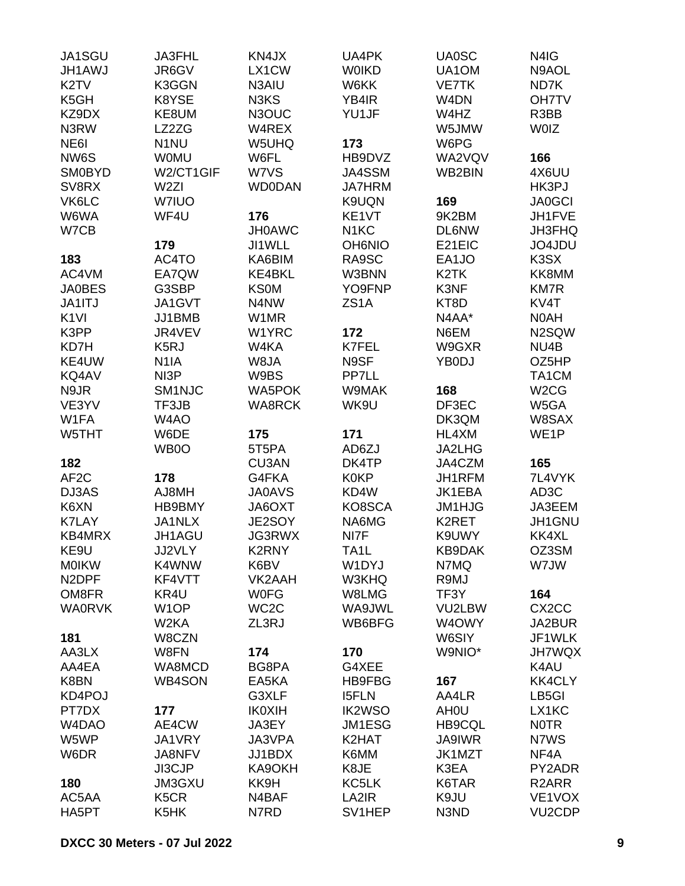JA1SGU
JH1AWJ
K2TV
K5GH
KZ9DX
N3RW
NE6I
NW6S
SM0BYD
SV8RX
VK6LC
W6WA
W7CB

**183**
AC4VM
JA0BES
JA1ITJ
K1VI
K3PP
KD7H
KE4UW
KQ4AV
N9JR
VE3YV
W1FA
W5THT

**182**
AF2C
DJ3AS
K6XN
K7LAY
KB4MRX
KE9U
M0IKW
N2DPF
OM8FR
WA0RVK

**181**
AA3LX
AA4EA
K8BN
KD4POJ
PT7DX
W4DAO
W5WP
W6DR

**180**
AC5AA
HA5PT
JA3FHL
JR6GV
K3GGN
K8YSE
KE8UM
LZ2ZG
N1NU
W0MU
W2/CT1GIF
W2ZI
W7IUO
WF4U

**179**
AC4TO
EA7QW
G3SBP
JA1GVT
JJ1BMB
JR4VEV
K5RJ
N1IA
NI3P
SM1NJC
TF3JB
W4AO
W6DE
WB0O

**178**
AJ8MH
HB9BMY
JA1NLX
JH1AGU
JJ2VLY
K4WNW
KF4VTT
KR4U
W1OP
W2KA
W8CZN
W8FN
WA8MCD
WB4SON

**177**
AE4CW
JA1VRY
JA8NFV
JI3CJP
JM3GXU
K5CR
K5HK
KN4JX
LX1CW
N3AIU
N3KS
N3OUC
W4REX
W5UHQ
W6FL
W7VS
WD0DAN

**176**
JH0AWC
JI1WLL
KA6BIM
KE4BKL
KS0M
N4NW
W1MR
W1YRC
W4KA
W8JA
W9BS
WA5POK
WA8RCK

**175**
5T5PA
CU3AN
G4FKA
JA0AVS
JA6OXT
JE2SOY
JG3RWX
K2RNY
K6BV
VK2AAH
W0FG
WC2C
ZL3RJ

**174**
BG8PA
EA5KA
G3XLF
IK0XIH
JA3EY
JA3VPA
JJ1BDX
KA9OKH
KK9H
N4BAF
N7RD
UA4PK
W0IKD
W6KK
YB4IR
YU1JF

**173**
HB9DVZ
JA4SSM
JA7HRM
K9UQN
KE1VT
N1KC
OH6NIO
RA9SC
W3BNN
YO9FNP
ZS1A

**172**
K7FEL
N9SF
PP7LL
W9MAK
WK9U

**171**
AD6ZJ
DK4TP
K0KP
KD4W
KO8SCA
NA6MG
NI7F
TA1L
W1DYJ
W3KHQ
W8LMG
WA9JWL
WB6BFG

**170**
G4XEE
HB9FBG
I5FLN
IK2WSO
JM1ESG
K2HAT
K6MM
K8JE
KC5LK
LA2IR
SV1HEP
UA0SC
UA1OM
VE7TK
W4DN
W4HZ
W5JMW
W6PG
WA2VQV
WB2BIN

**169**
9K2BM
DL6NW
E21EIC
EA1JO
K2TK
K3NF
KT8D
N4AA*
N6EM
W9GXR
YB0DJ

**168**
DF3EC
DK3QM
HL4XM
JA2LHG
JA4CZM
JH1RFM
JK1EBA
JM1HJG
K2RET
K9UWY
KB9DAK
N7MQ
R9MJ
TF3Y
VU2LBW
W4OWY
W6SIY
W9NIO*

**167**
AA4LR
AH0U
HB9CQL
JA9IWR
JK1MZT
K3EA
K6TAR
K9JU
N3ND
N4IG
N9AOL
ND7K
OH7TV
R3BB
W0IZ

**166**
4X6UU
HK3PJ
JA0GCI
JH1FVE
JH3FHQ
JO4JDU
K3SX
KK8MM
KM7R
KV4T
N0AH
N2SQW
NU4B
OZ5HP
TA1CM
W2CG
W5GA
W8SAX
WE1P

**165**
7L4VYK
AD3C
JA3EEM
JH1GNU
KK4XL
OZ3SM
W7JW

**164**
CX2CC
JA2BUR
JF1WLK
JH7WQX
K4AU
KK4CLY
LB5GI
LX1KC
N0TR
N7WS
NF4A
PY2ADR
R2ARR
VE1VOX
VU2CDP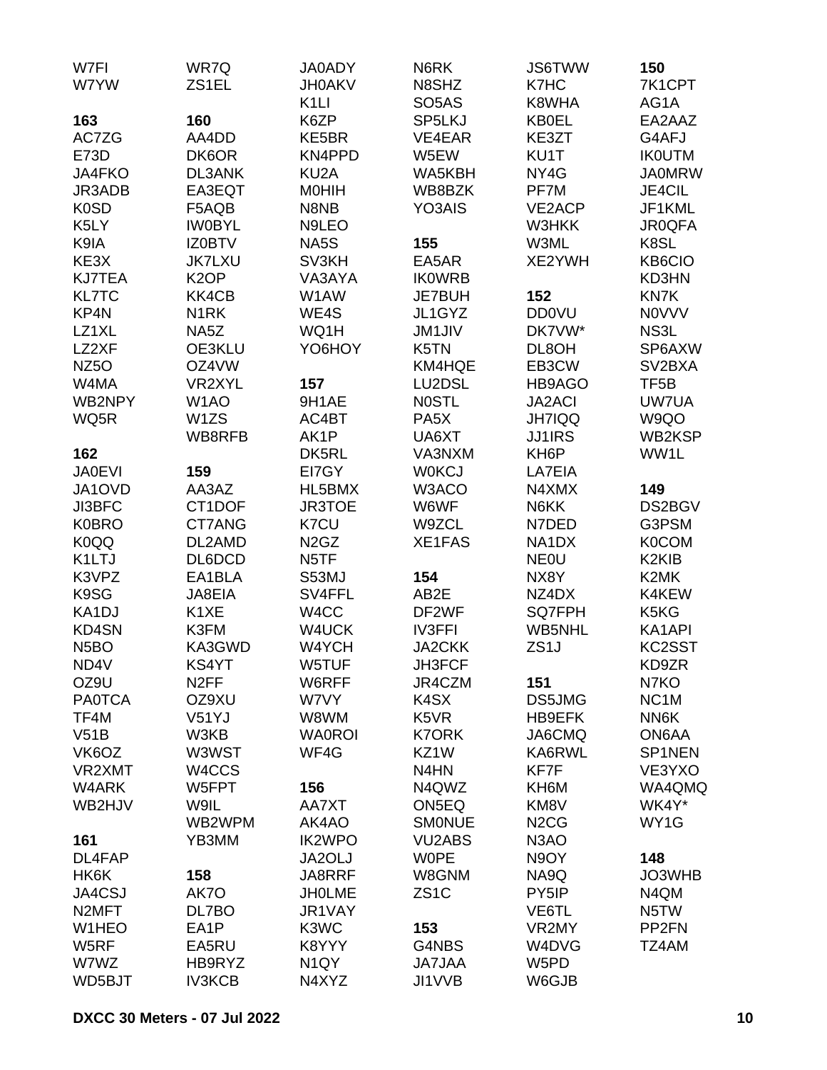W7FI
W7YW

**163**
AC7ZG
E73D
JA4FKO
JR3ADB
K0SD
K5LY
K9IA
KE3X
KJ7TEA
KL7TC
KP4N
LZ1XL
LZ2XF
NZ5O
W4MA
WB2NPY
WQ5R

**162**
JA0EVI
JA1OVD
JI3BFC
K0BRO
K0QQ
K1LTJ
K3VPZ
K9SG
KA1DJ
KD4SN
N5BO
ND4V
OZ9U
PA0TCA
TF4M
V51B
VK6OZ
VR2XMT
W4ARK
WB2HJV

**161**
DL4FAP
HK6K
JA4CSJ
N2MFT
W1HEO
W5RF
W7WZ
WD5BJT

WR7Q
ZS1EL

**160**
AA4DD
DK6OR
DL3ANK
EA3EQT
F5AQB
IW0BYL
IZ0BTV
JK7LXU
K2OP
KK4CB
N1RK
NA5Z
OE3KLU
OZ4VW
VR2XYL
W1AO
W1ZS
WB8RFB

**159**
AA3AZ
CT1DOF
CT7ANG
DL2AMD
DL6DCD
EA1BLA
JA8EIA
K1XE
K3FM
KA3GWD
KS4YT
N2FF
OZ9XU
V51YJ
W3KB
W3WST
W4CCS
W5FPT
W9IL
WB2WPM
YB3MM

**158**
AK7O
DL7BO
EA1P
EA5RU
HB9RYZ
IV3KCB

JA0ADY
JH0AKV
K1LI
K6ZP
KE5BR
KN4PPD
KU2A
M0HIH
N8NB
N9LEO
NA5S
SV3KH
VA3AYA
W1AW
WE4S
WQ1H
YO6HOY

**157**
9H1AE
AC4BT
AK1P
DK5RL
EI7GY
HL5BMX
JR3TOE
K7CU
N2GZ
N5TF
S53MJ
SV4FFL
W4CC
W4UCK
W4YCH
W5TUF
W6RFF
W7VY
W8WM
WA0ROI
WF4G

**156**
AA7XT
AK4AO
IK2WPO
JA2OLJ
JA8RRF
JH0LME
JR1VAY
K3WC
K8YYY
N1QY
N4XYZ

N6RK
N8SHZ
SO5AS
SP5LKJ
VE4EAR
W5EW
WA5KBH
WB8BZK
YO3AIS

**155**
EA5AR
IK0WRB
JE7BUH
JL1GYZ
JM1JIV
K5TN
KM4HQE
LU2DSL
N0STL
PA5X
UA6XT
VA3NXM
W0KCJ
W3ACO
W6WF
W9ZCL
XE1FAS

**154**
AB2E
DF2WF
IV3FFI
JA2CKK
JH3FCF
JR4CZM
K4SX
K5VR
K7ORK
KZ1W
N4HN
N4QWZ
ON5EQ
SM0NUE
VU2ABS
W0PE
W8GNM
ZS1C

**153**
G4NBS
JA7JAA
JI1VVB

JS6TWW
K7HC
K8WHA
KB0EL
KE3ZT
KU1T
NY4G
PF7M
VE2ACP
W3HKK
W3ML
XE2YWH

**152**
DD0VU
DK7VW*
DL8OH
EB3CW
HB9AGO
JA2ACI
JH7IQQ
JJ1IRS
KH6P
LA7EIA
N4XMX
N6KK
N7DED
NA1DX
NE0U
NX8Y
NZ4DX
SQ7FPH
WB5NHL
ZS1J

**151**
DS5JMG
HB9EFK
JA6CMQ
KA6RWL
KF7F
KH6M
KM8V
N2CG
N3AO
N9OY
NA9Q
PY5IP
VE6TL
VR2MY
W4DVG
W5PD
W6GJB

**150**
7K1CPT
AG1A
EA2AAZ
G4AFJ
IK0UTM
JA0MRW
JE4CIL
JF1KML
JR0QFA
K8SL
KB6CIO
KD3HN
KN7K
N0VVV
NS3L
SP6AXW
SV2BXA
TF5B
UW7UA
W9QO
WB2KSP
WW1L

**149**
DS2BGV
G3PSM
K0COM
K2KIB
K2MK
K4KEW
K5KG
KA1API
KC2SST
KD9ZR
N7KO
NC1M
NN6K
ON6AA
SP1NEN
VE3YXO
WA4QMQ
WK4Y*
WY1G

**148**
JO3WHB
N4QM
N5TW
PP2FN
TZ4AM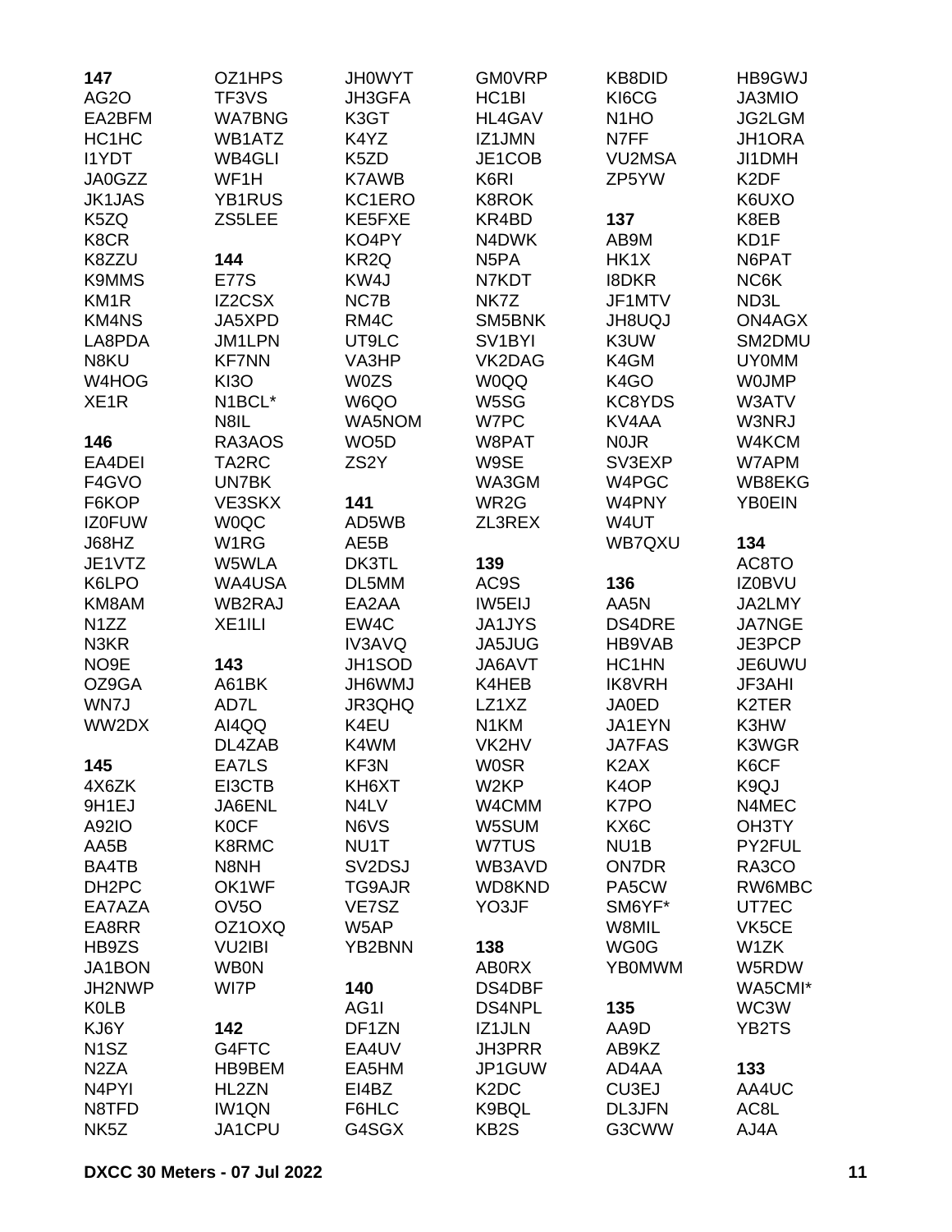**147**
OZ1HPS
AG2O
EA2BFM
HC1HC
I1YDT
JA0GZZ
JK1JAS
K5ZQ
K8CR
K8ZZU
K9MMS
KM1R
KM4NS
LA8PDA
N8KU
W4HOG
XE1R

**146**
EA4DEI
F4GVO
F6KOP
IZ0FUW
J68HZ
JE1VTZ
K6LPO
KM8AM
N1ZZ
N3KR
NO9E
OZ9GA
WN7J
WW2DX

**145**
4X6ZK
9H1EJ
A92IO
AA5B
BA4TB
DH2PC
EA7AZA
EA8RR
HB9ZS
JA1BON
JH2NWP
K0LB
KJ6Y
N1SZ
N2ZA
N4PYI
N8TFD
NK5Z
TF3VS
WA7BNG
WB1ATZ
WB4GLI
WF1H
YB1RUS
ZS5LEE

**144**
E77S
IZ2CSX
JA5XPD
JM1LPN
KF7NN
KI3O
N1BCL*
N8IL
RA3AOS
TA2RC
UN7BK
VE3SKX
W0QC
W1RG
W5WLA
WA4USA
WB2RAJ
XE1ILI

**143**
A61BK
AD7L
AI4QQ
DL4ZAB
EA7LS
EI3CTB
JA6ENL
K0CF
K8RMC
N8NH
OK1WF
OV5O
OZ1OXQ
VU2IBI
WB0N
WI7P

**142**
G4FTC
HB9BEM
HL2ZN
IW1QN
JA1CPU
JH0WYT
JH3GFA
K3GT
K4YZ
K5ZD
K7AWB
KC1ERO
KE5FXE
KO4PY
KR2Q
KW4J
NC7B
RM4C
UT9LC
VA3HP
W0ZS
W6QO
WA5NOM
WO5D
ZS2Y

**141**
AD5WB
AE5B
DK3TL
DL5MM
EA2AA
EW4C
IV3AVQ
JH1SOD
JH6WMJ
JR3QHQ
K4EU
K4WM
KF3N
KH6XT
N4LV
N6VS
NU1T
SV2DSJ
TG9AJR
VE7SZ
W5AP
YB2BNN

**140**
AG1I
DF1ZN
EA4UV
EA5HM
EI4BZ
F6HLC
G4SGX
GM0VRP
HC1BI
HL4GAV
IZ1JMN
JE1COB
K6RI
K8ROK
KR4BD
N4DWK
N5PA
N7KDT
NK7Z
SM5BNK
SV1BYI
VK2DAG
W0QQ
W5SG
W7PC
W8PAT
W9SE
WA3GM
WR2G
ZL3REX

**139**
AC9S
IW5EIJ
JA1JYS
JA5JUG
JA6AVT
K4HEB
LZ1XZ
N1KM
VK2HV
W0SR
W2KP
W4CMM
W5SUM
W7TUS
WB3AVD
WD8KND
YO3JF

**138**
AB0RX
DS4DBF
DS4NPL
IZ1JLN
JH3PRR
JP1GUW
K2DC
K9BQL
KB2S
KB8DID
KI6CG
N1HO
N7FF
VU2MSA
ZP5YW

**137**
AB9M
HK1X
I8DKR
JF1MTV
JH8UQJ
K3UW
K4GM
K4GO
KC8YDS
KV4AA
N0JR
SV3EXP
W4PGC
W4PNY
W4UT
WB7QXU

**136**
AA5N
DS4DRE
HB9VAB
HC1HN
IK8VRH
JA0ED
JA1EYN
JA7FAS
K2AX
K4OP
K7PO
KX6C
NU1B
ON7DR
PA5CW
SM6YF*
W8MIL
WG0G
YB0MWM

**135**
AA9D
AB9KZ
AD4AA
CU3EJ
DL3JFN
G3CWW
HB9GWJ
JA3MIO
JG2LGM
JH1ORA
JI1DMH
K2DF
K6UXO
K8EB
KD1F
N6PAT
NC6K
ND3L
ON4AGX
SM2DMU
UY0MM
W0JMP
W3ATV
W3NRJ
W4KCM
W7APM
WB8EKG
YB0EIN

**134**
AC8TO
IZ0BVU
JA2LMY
JA7NGE
JE3PCP
JE6UWU
JF3AHI
K2TER
K3HW
K3WGR
K6CF
K9QJ
N4MEC
OH3TY
PY2FUL
RA3CO
RW6MBC
UT7EC
VK5CE
W1ZK
W5RDW
WA5CMI*
WC3W
YB2TS

**133**
AA4UC
AC8L
AJ4A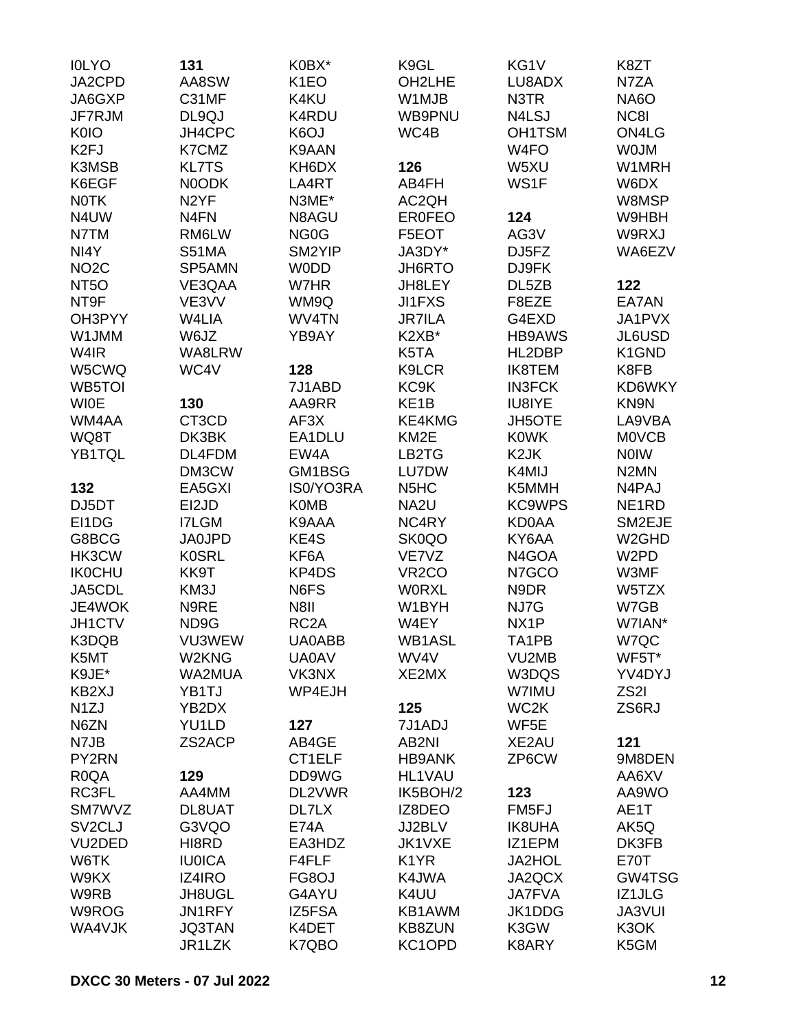I0LYO
JA2CPD
JA6GXP
JF7RJM
K0IO
K2FJ
K3MSB
K6EGF
N0TK
N4UW
N7TM
NI4Y
NO2C
NT5O
NT9F
OH3PYY
W1JMM
W4IR
W5CWQ
WB5TOI
WI0E
WM4AA
WQ8T
YB1TQL

**132**
DJ5DT
EI1DG
G8BCG
HK3CW
IK0CHU
JA5CDL
JE4WOK
JH1CTV
K3DQB
K5MT
K9JE*
KB2XJ
N1ZJ
N6ZN
N7JB
PY2RN
R0QA
RC3FL
SM7WVZ
SV2CLJ
VU2DED
W6TK
W9KX
W9RB
W9ROG
WA4VJK

**131**
AA8SW
C31MF
DL9QJ
JH4CPC
K7CMZ
KL7TS
N0ODK
N2YF
N4FN
RM6LW
S51MA
SP5AMN
VE3QAA
VE3VV
W4LIA
W6JZ
WA8LRW
WC4V

**130**
CT3CD
DK3BK
DL4FDM
DM3CW
EA5GXI
EI2JD
I7LGM
JA0JPD
K0SRL
KK9T
KM3J
N9RE
ND9G
VU3WEW
W2KNG
WA2MUA
YB1TJ
YB2DX
YU1LD
ZS2ACP

**129**
AA4MM
DL8UAT
G3VQO
HI8RD
IU0ICA
IZ4IRO
JH8UGL
JN1RFY
JQ3TAN
JR1LZK

K0BX*
K1EO
K4KU
K4RDU
K6OJ
K9AAN
KH6DX
LA4RT
N3ME*
N8AGU
NG0G
SM2YIP
W0DD
W7HR
WM9Q
WV4TN
YB9AY

**128**
7J1ABD
AA9RR
AF3X
EA1DLU
EW4A
GM1BSG
IS0/YO3RA
K0MB
K9AAA
KE4S
KF6A
KP4DS
N6FS
N8II
RC2A
UA0ABB
UA0AV
VK3NX
WP4EJH

**127**
AB4GE
CT1ELF
DD9WG
DL2VWR
DL7LX
E74A
EA3HDZ
F4FLF
FG8OJ
G4AYU
IZ5FSA
K4DET
K7QBO

K9GL
OH2LHE
W1MJB
WB9PNU
WC4B

**126**
AB4FH
AC2QH
ER0FEO
F5EOT
JA3DY*
JH6RTO
JH8LEY
JI1FXS
JR7ILA
K2XB*
K5TA
K9LCR
KC9K
KE1B
KE4KMG
KM2E
LB2TG
LU7DW
N5HC
NA2U
NC4RY
SK0QO
VE7VZ
VR2CO
W0RXL
W1BYH
W4EY
WB1ASL
WV4V
XE2MX

**125**
7J1ADJ
AB2NI
HB9ANK
HL1VAU
IK5BOH/2
IZ8DEO
JJ2BLV
JK1VXE
K1YR
K4JWA
K4UU
KB1AWM
KB8ZUN
KC1OPD

KG1V
LU8ADX
N3TR
N4LSJ
OH1TSM
W4FO
W5XU
WS1F

**124**
AG3V
DJ5FZ
DJ9FK
DL5ZB
F8EZE
G4EXD
HB9AWS
HL2DBP
IK8TEM
IN3FCK
IU8IYE
JH5OTE
K0WK
K2JK
K4MIJ
K5MMH
KC9WPS
KD0AA
KY6AA
N4GOA
N7GCO
N9DR
NJ7G
NX1P
TA1PB
VU2MB
W3DQS
W7IMU
WC2K
WF5E
XE2AU
ZP6CW

**123**
FM5FJ
IK8UHA
IZ1EPM
JA2HOL
JA2QCX
JA7FVA
JK1DDG
K3GW
K8ARY

K8ZT
N7ZA
NA6O
NC8I
ON4LG
W0JM
W1MRH
W6DX
W8MSP
W9HBH
W9RXJ
WA6EZV

**122**
EA7AN
JA1PVX
JL6USD
K1GND
K8FB
KD6WKY
KN9N
LA9VBA
M0VCB
N0IW
N2MN
N4PAJ
NE1RD
SM2EJE
W2GHD
W2PD
W3MF
W5TZX
W7GB
W7IAN*
W7QC
WF5T*
YV4DYJ
ZS2I
ZS6RJ

**121**
9M8DEN
AA6XV
AA9WO
AE1T
AK5Q
DK3FB
E70T
GW4TSG
IZ1JLG
JA3VUI
K3OK
K5GM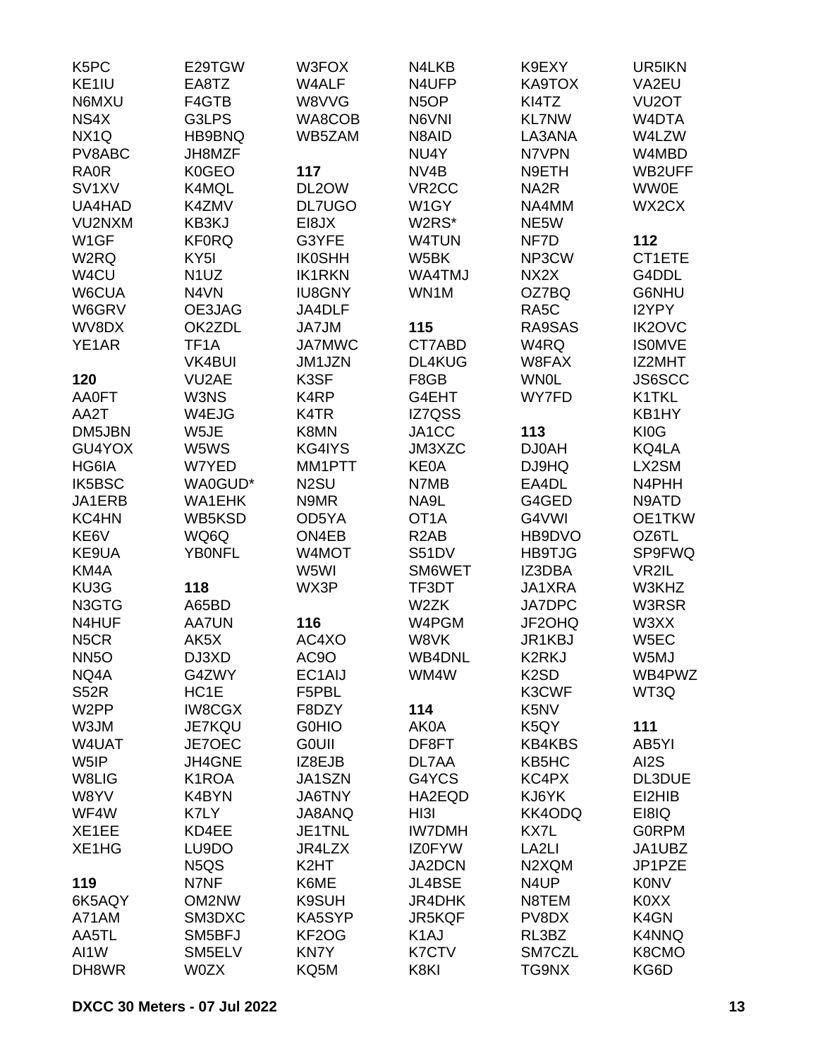K5PC
KE1IU
N6MXU
NS4X
NX1Q
PV8ABC
RA0R
SV1XV
UA4HAD
VU2NXM
W1GF
W2RQ
W4CU
W6CUA
W6GRV
WV8DX
YE1AR

**120**
AA0FT
AA2T
DM5JBN
GU4YOX
HG6IA
IK5BSC
JA1ERB
KC4HN
KE6V
KE9UA
KM4A
KU3G
N3GTG
N4HUF
N5CR
NN5O
NQ4A
S52R
W2PP
W3JM
W4UAT
W5IP
W8LIG
W8YV
WF4W
XE1EE
XE1HG

**119**
6K5AQY
A71AM
AA5TL
AI1W
DH8WR
E29TGW
EA8TZ
F4GTB
G3LPS
HB9BNQ
JH8MZF
K0GEO
K4MQL
K4ZMV
KB3KJ
KF0RQ
KY5I
N1UZ
N4VN
OE3JAG
OK2ZDL
TF1A
VK4BUI
VU2AE
W3NS
W4EJG
W5JE
W5WS
W7YED
WA0GUD*
WA1EHK
WB5KSD
WQ6Q
YB0NFL

**118**
A65BD
AA7UN
AK5X
DJ3XD
G4ZWY
HC1E
IW8CGX
JE7KQU
JE7OEC
JH4GNE
K1ROA
K4BYN
K7LY
KD4EE
LU9DO
N5QS
N7NF
OM2NW
SM3DXC
SM5BFJ
SM5ELV
W0ZX
W3FOX
W4ALF
W8VVG
WA8COB
WB5ZAM

**117**
DL2OW
DL7UGO
EI8JX
G3YFE
IK0SHH
IK1RKN
IU8GNY
JA4DLF
JA7JM
JA7MWC
JM1JZN
K3SF
K4RP
K4TR
K8MN
KG4IYS
MM1PTT
N2SU
N9MR
OD5YA
ON4EB
W4MOT
W5WI
WX3P

**116**
AC4XO
AC9O
EC1AIJ
F5PBL
F8DZY
G0HIO
G0UII
IZ8EJB
JA1SZN
JA6TNY
JA8ANQ
JE1TNL
JR4LZX
K2HT
K6ME
K9SUH
KA5SYP
KF2OG
KN7Y
KQ5M
N4LKB
N4UFP
N5OP
N6VNI
N8AID
NU4Y
NV4B
VR2CC
W1GY
W2RS*
W4TUN
W5BK
WA4TMJ
WN1M

**115**
CT7ABD
DL4KUG
F8GB
G4EHT
IZ7QSS
JA1CC
JM3XZC
KE0A
N7MB
NA9L
OT1A
R2AB
S51DV
SM6WET
TF3DT
W2ZK
W4PGM
W8VK
WB4DNL
WM4W

**114**
AK0A
DF8FT
DL7AA
G4YCS
HA2EQD
HI3I
IW7DMH
IZ0FYW
JA2DCN
JL4BSE
JR4DHK
JR5KQF
K1AJ
K7CTV
K8KI
K9EXY
KA9TOX
KI4TZ
KL7NW
LA3ANA
N7VPN
N9ETH
NA2R
NA4MM
NE5W
NF7D
NP3CW
NX2X
OZ7BQ
RA5C
RA9SAS
W4RQ
W8FAX
WN0L
WY7FD

**113**
DJ0AH
DJ9HQ
EA4DL
G4GED
G4VWI
HB9DVO
HB9TJG
IZ3DBA
JA1XRA
JA7DPC
JF2OHQ
JR1KBJ
K2RKJ
K2SD
K3CWF
K5NV
K5QY
KB4KBS
KB5HC
KC4PX
KJ6YK
KK4ODQ
KX7L
LA2LI
N2XQM
N4UP
N8TEM
PV8DX
RL3BZ
SM7CZL
TG9NX
UR5IKN
VA2EU
VU2OT
W4DTA
W4LZW
W4MBD
WB2UFF
WW0E
WX2CX

**112**
CT1ETE
G4DDL
G6NHU
I2YPY
IK2OVC
IS0MVE
IZ2MHT
JS6SCC
K1TKL
KB1HY
KI0G
KQ4LA
LX2SM
N4PHH
N9ATD
OE1TKW
OZ6TL
SP9FWQ
VR2IL
W3KHZ
W3RSR
W3XX
W5EC
W5MJ
WB4PWZ
WT3Q

**111**
AB5YI
AI2S
DL3DUE
EI2HIB
EI8IQ
G0RPM
JA1UBZ
JP1PZE
K0NV
K0XX
K4GN
K4NNQ
K8CMO
KG6D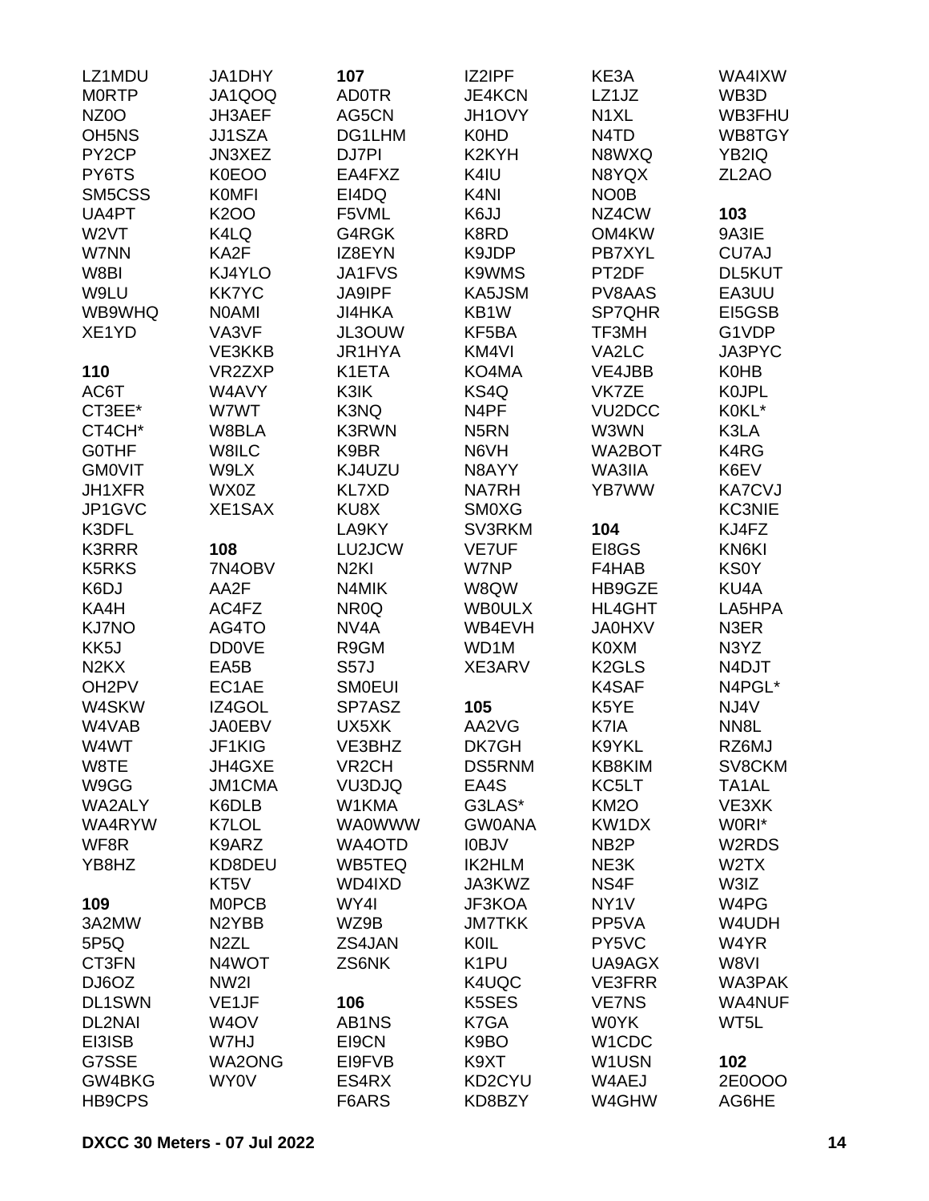LZ1MDU
M0RTP
NZ0O
OH5NS
PY2CP
PY6TS
SM5CSS
UA4PT
W2VT
W7NN
W8BI
W9LU
WB9WHQ
XE1YD

**110**

AC6T
CT3EE*
CT4CH*
G0THF
GM0VIT
JH1XFR
JP1GVC
K3DFL
K3RRR
K5RKS
K6DJ
KA4H
KJ7NO
KK5J
N2KX
OH2PV
W4SKW
W4VAB
W4WT
W8TE
W9GG
WA2ALY
WA4RYW
WF8R
YB8HZ

**109**

3A2MW
5P5Q
CT3FN
DJ6OZ
DL1SWN
DL2NAI
EI3ISB
G7SSE
GW4BKG
HB9CPS
JA1DHY
JA1QOQ
JH3AEF
JJ1SZA
JN3XEZ
K0EOO
K0MFI
K2OO
K4LQ
KA2F
KJ4YLO
KK7YC
N0AMI
VA3VF
VE3KKB
VR2ZXP
W4AVY
W7WT
W8BLA
W8ILC
W9LX
WX0Z
XE1SAX

**108**

7N4OBV
AA2F
AC4FZ
AG4TO
DD0VE
EA5B
EC1AE
IZ4GOL
JA0EBV
JF1KIG
JH4GXE
JM1CMA
K6DLB
K7LOL
K9ARZ
KD8DEU
KT5V
M0PCB
N2YBB
N2ZL
N4WOT
NW2I
VE1JF
W4OV
W7HJ
WA2ONG
WY0V

**107**

AD0TR
AG5CN
DG1LHM
DJ7PI
EA4FXZ
EI4DQ
F5VML
G4RGK
IZ8EYN
JA1FVS
JA9IPF
JI4HKA
JL3OUW
JR1HYA
K1ETA
K3IK
K3NQ
K3RWN
K9BR
KJ4UZU
KL7XD
KU8X
LA9KY
LU2JCW
N2KI
N4MIK
NR0Q
NV4A
R9GM
S57J
SM0EUI
SP7ASZ
UX5XK
VE3BHZ
VR2CH
VU3DJQ
W1KMA
WA0WWW
WA4OTD
WB5TEQ
WD4IXD
WY4I
WZ9B
ZS4JAN
ZS6NK

**106**

AB1NS
EI9CN
EI9FVB
ES4RX
F6ARS
IZ2IPF
JE4KCN
JH1OVY
K0HD
K2KYH
K4IU
K4NI
K6JJ
K8RD
K9JDP
K9WMS
KA5JSM
KB1W
KF5BA
KM4VI
KO4MA
KS4Q
N4PF
N5RN
N6VH
N8AYY
NA7RH
SM0XG
SV3RKM
VE7UF
W7NP
W8QW
WB0ULX
WB4EVH
WD1M
XE3ARV

**105**

AA2VG
DK7GH
DS5RNM
EA4S
G3LAS*
GW0ANA
I0BJV
IK2HLM
JA3KWZ
JF3KOA
JM7TKK
K0IL
K1PU
K4UQC
K5SES
K7GA
K9BO
K9XT
KD2CYU
KD8BZY
KE3A
LZ1JZ
N1XL
N4TD
N8WXQ
N8YQX
NO0B
NZ4CW
OM4KW
PB7XYL
PT2DF
PV8AAS
SP7QHR
TF3MH
VA2LC
VE4JBB
VK7ZE
VU2DCC
W3WN
WA2BOT
WA3IIA
YB7WW

**104**

EI8GS
F4HAB
HB9GZE
HL4GHT
JA0HXV
K0XM
K2GLS
K4SAF
K5YE
K7IA
K9YKL
KB8KIM
KC5LT
KM2O
KW1DX
NB2P
NE3K
NS4F
NY1V
PP5VA
PY5VC
UA9AGX
VE3FRR
VE7NS
W0YK
W1CDC
W1USN
W4AEJ
W4GHW
WA4IXW
WB3D
WB3FHU
WB8TGY
YB2IQ
ZL2AO

**103**

9A3IE
CU7AJ
DL5KUT
EA3UU
EI5GSB
G1VDP
JA3PYC
K0HB
K0JPL
K0KL*
K3LA
K4RG
K6EV
KA7CVJ
KC3NIE
KJ4FZ
KN6KI
KS0Y
KU4A
LA5HPA
N3ER
N3YZ
N4DJT
N4PGL*
NJ4V
NN8L
RZ6MJ
SV8CKM
TA1AL
VE3XK
W0RI*
W2RDS
W2TX
W3IZ
W4PG
W4UDH
W4YR
W8VI
WA3PAK
WA4NUF
WT5L

**102**

2E0OOO
AG6HE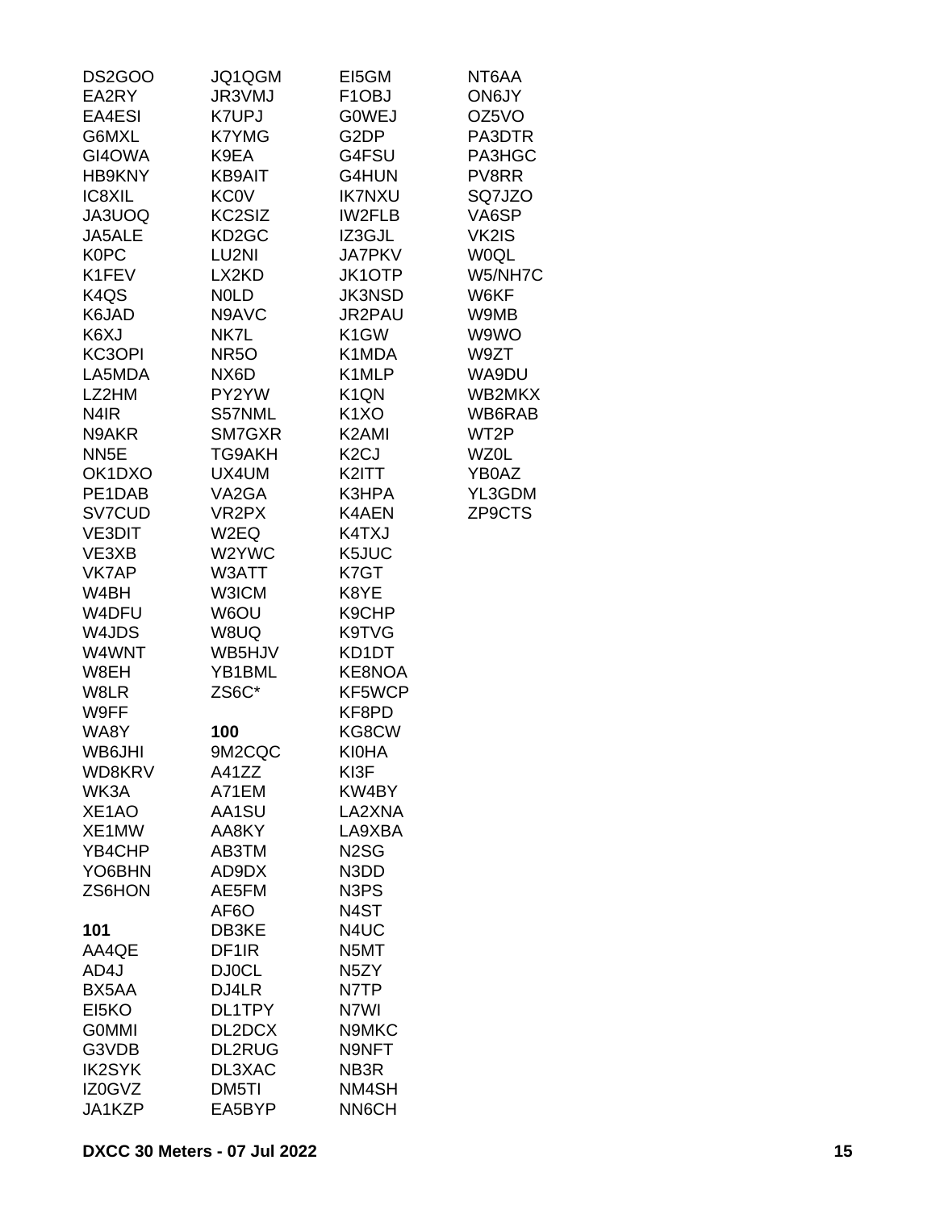DS2GOO
EA2RY
EA4ESI
G6MXL
GI4OWA
HB9KNY
IC8XIL
JA3UOQ
JA5ALE
K0PC
K1FEV
K4QS
K6JAD
K6XJ
KC3OPI
LA5MDA
LZ2HM
N4IR
N9AKR
NN5E
OK1DXO
PE1DAB
SV7CUD
VE3DIT
VE3XB
VK7AP
W4BH
W4DFU
W4JDS
W4WNT
W8EH
W8LR
W9FF
WA8Y
WB6JHI
WD8KRV
WK3A
XE1AO
XE1MW
YB4CHP
YO6BHN
ZS6HON

**101**

AA4QE
AD4J
BX5AA
EI5KO
G0MMI
G3VDB
IK2SYK
IZ0GVZ
JA1KZP
JQ1QGM
JR3VMJ
K7UPJ
K7YMG
K9EA
KB9AIT
KC0V
KC2SIZ
KD2GC
LU2NI
LX2KD
N0LD
N9AVC
NK7L
NR5O
NX6D
PY2YW
S57NML
SM7GXR
TG9AKH
UX4UM
VA2GA
VR2PX
W2EQ
W2YWC
W3ATT
W3ICM
W6OU
W8UQ
WB5HJV
YB1BML
ZS6C*

**100**

9M2CQC
A41ZZ
A71EM
AA1SU
AA8KY
AB3TM
AD9DX
AE5FM
AF6O
DB3KE
DF1IR
DJ0CL
DJ4LR
DL1TPY
DL2DCX
DL2RUG
DL3XAC
DM5TI
EA5BYP
EI5GM
F1OBJ
G0WEJ
G2DP
G4FSU
G4HUN
IK7NXU
IW2FLB
IZ3GJL
JA7PKV
JK1OTP
JK3NSD
JR2PAU
K1GW
K1MDA
K1MLP
K1QN
K1XO
K2AMI
K2CJ
K2ITT
K3HPA
K4AEN
K4TXJ
K5JUC
K7GT
K8YE
K9CHP
K9TVG
KD1DT
KE8NOA
KF5WCP
KF8PD
KG8CW
KI0HA
KI3F
KW4BY
LA2XNA
LA9XBA
N2SG
N3DD
N3PS
N4ST
N4UC
N5MT
N5ZY
N7TP
N7WI
N9MKC
N9NFT
NB3R
NM4SH
NN6CH
NT6AA
ON6JY
OZ5VO
PA3DTR
PA3HGC
PV8RR
SQ7JZO
VA6SP
VK2IS
W0QL
W5/NH7C
W6KF
W9MB
W9WO
W9ZT
WA9DU
WB2MKX
WB6RAB
WT2P
WZ0L
YB0AZ
YL3GDM
ZP9CTS